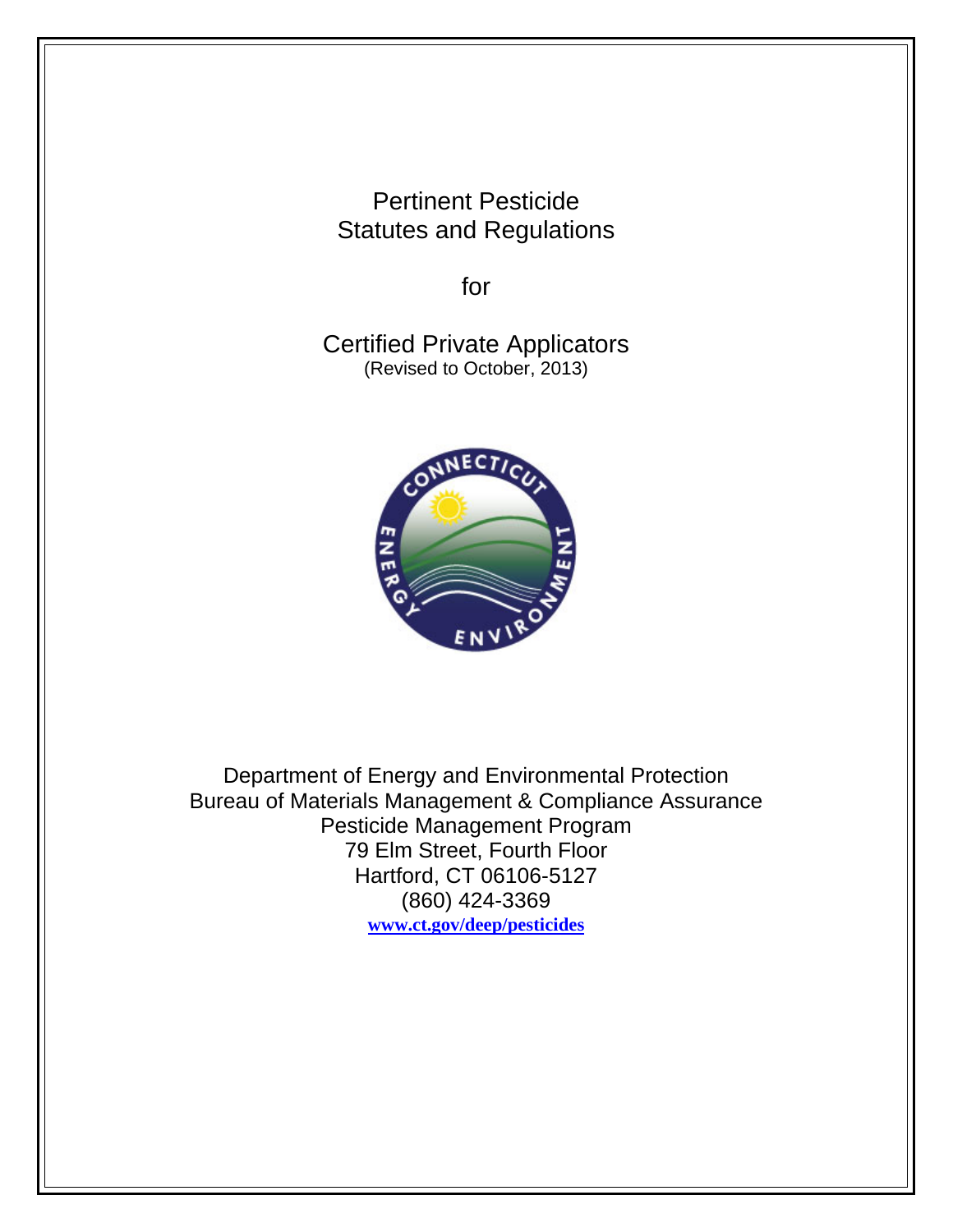# Pertinent Pesticide Statutes and Regulations

for

# Certified Private Applicators

(Revised to October, 2013)

Department of Energy and Environmental Protection
Bureau of Materials Management & Compliance Assurance
Pesticide Management Program
79 Elm Street, Fourth Floor
Hartford, CT 06106-5127
(860) 424-3369
**www.ct.gov/deep/pesticides**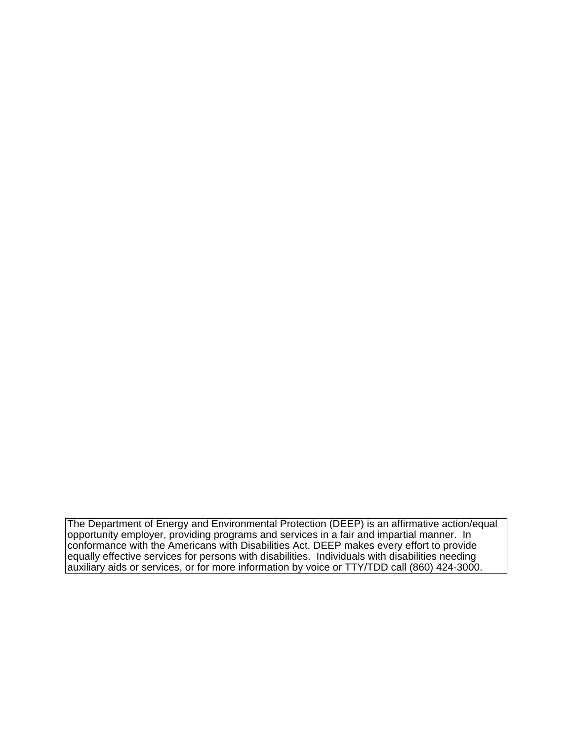The Department of Energy and Environmental Protection (DEEP) is an affirmative action/equal opportunity employer, providing programs and services in a fair and impartial manner. In conformance with the Americans with Disabilities Act, DEEP makes every effort to provide equally effective services for persons with disabilities. Individuals with disabilities needing auxiliary aids or services, or for more information by voice or TTY/TDD call (860) 424-3000.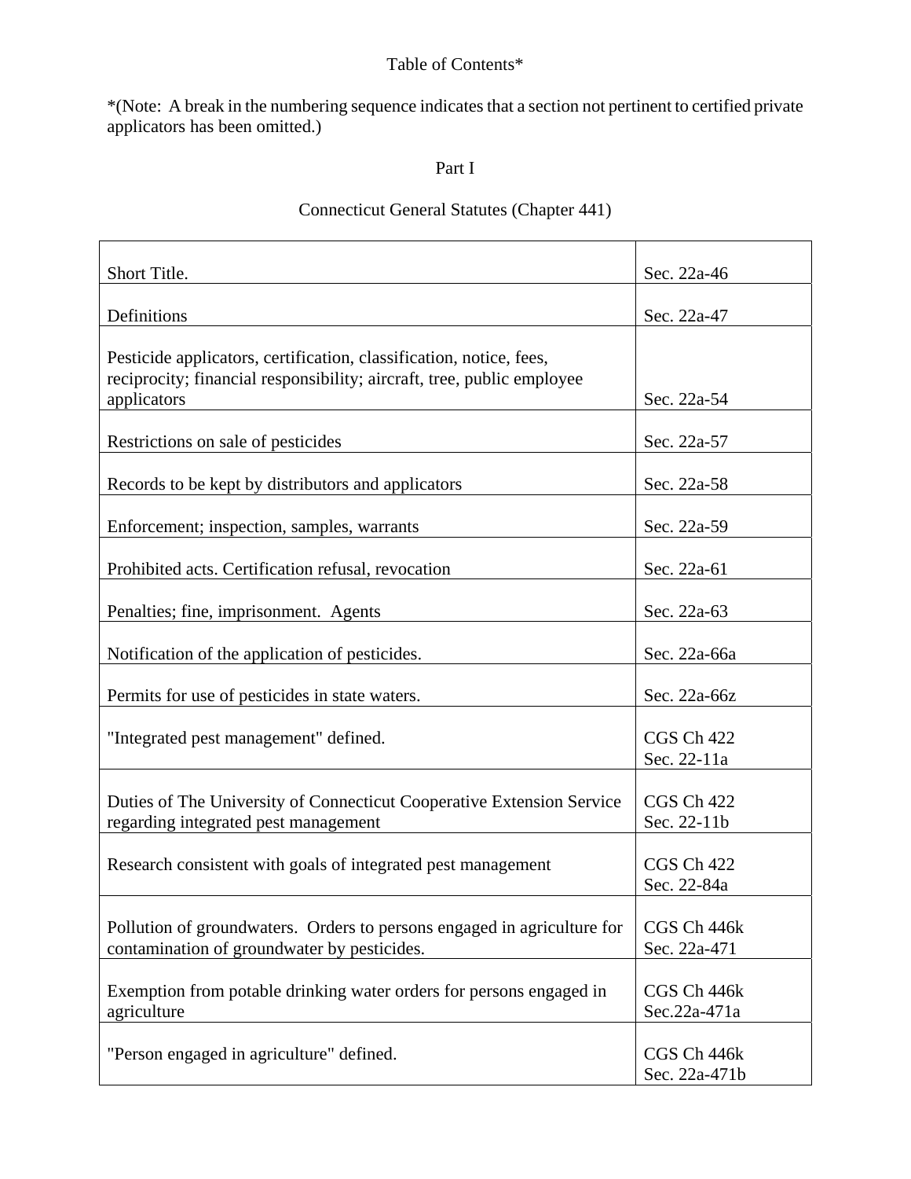Table of Contents*

*(Note: A break in the numbering sequence indicates that a section not pertinent to certified private applicators has been omitted.)

Part I

Connecticut General Statutes (Chapter 441)

| | |
|---|---|
| Short Title. | Sec. 22a-46 |
| Definitions | Sec. 22a-47 |
| Pesticide applicators, certification, classification, notice, fees, reciprocity; financial responsibility; aircraft, tree, public employee applicators | Sec. 22a-54 |
| Restrictions on sale of pesticides | Sec. 22a-57 |
| Records to be kept by distributors and applicators | Sec. 22a-58 |
| Enforcement; inspection, samples, warrants | Sec. 22a-59 |
| Prohibited acts. Certification refusal, revocation | Sec. 22a-61 |
| Penalties; fine, imprisonment. Agents | Sec. 22a-63 |
| Notification of the application of pesticides. | Sec. 22a-66a |
| Permits for use of pesticides in state waters. | Sec. 22a-66z |
| "Integrated pest management" defined. | CGS Ch 422 Sec. 22-11a |
| Duties of The University of Connecticut Cooperative Extension Service regarding integrated pest management | CGS Ch 422 Sec. 22-11b |
| Research consistent with goals of integrated pest management | CGS Ch 422 Sec. 22-84a |
| Pollution of groundwaters. Orders to persons engaged in agriculture for contamination of groundwater by pesticides. | CGS Ch 446k Sec. 22a-471 |
| Exemption from potable drinking water orders for persons engaged in agriculture | CGS Ch 446k Sec.22a-471a |
| "Person engaged in agriculture" defined. | CGS Ch 446k Sec. 22a-471b |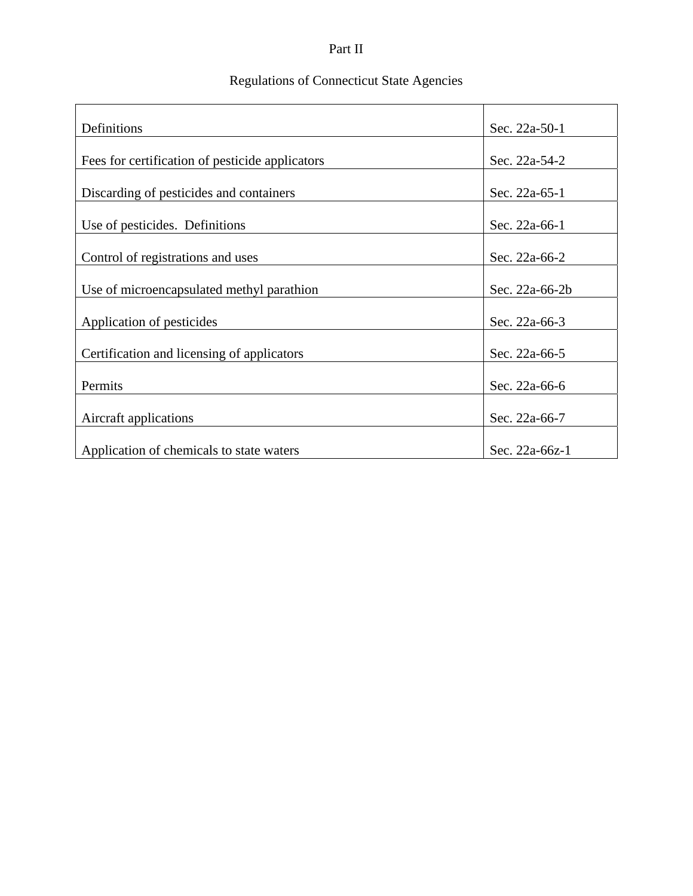# Part II

## Regulations of Connecticut State Agencies

| | |
|---|---|
| Definitions | Sec. 22a-50-1 |
| Fees for certification of pesticide applicators | Sec. 22a-54-2 |
| Discarding of pesticides and containers | Sec. 22a-65-1 |
| Use of pesticides.  Definitions | Sec. 22a-66-1 |
| Control of registrations and uses | Sec. 22a-66-2 |
| Use of microencapsulated methyl parathion | Sec. 22a-66-2b |
| Application of pesticides | Sec. 22a-66-3 |
| Certification and licensing of applicators | Sec. 22a-66-5 |
| Permits | Sec. 22a-66-6 |
| Aircraft applications | Sec. 22a-66-7 |
| Application of chemicals to state waters | Sec. 22a-66z-1 |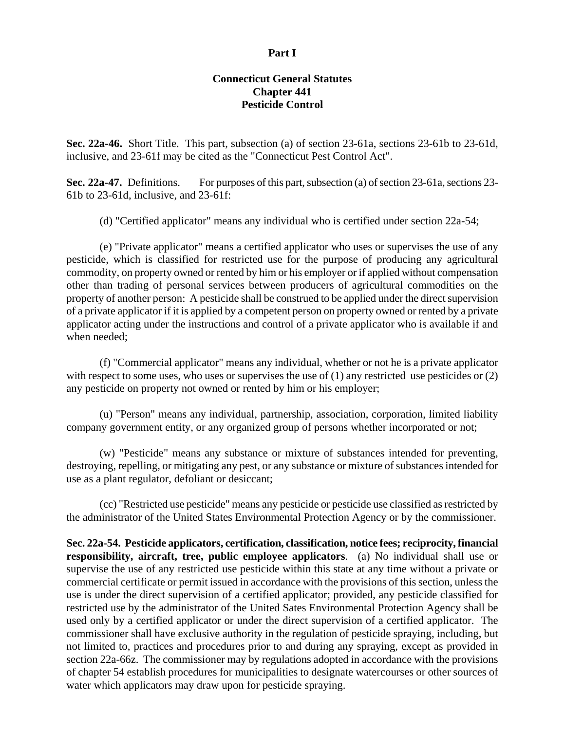**Part I**

**Connecticut General Statutes**
**Chapter 441**
**Pesticide Control**

**Sec. 22a-46.** Short Title. This part, subsection (a) of section 23-61a, sections 23-61b to 23-61d, inclusive, and 23-61f may be cited as the "Connecticut Pest Control Act".

**Sec. 22a-47.** Definitions. For purposes of this part, subsection (a) of section 23-61a, sections 23-61b to 23-61d, inclusive, and 23-61f:

(d) "Certified applicator" means any individual who is certified under section 22a-54;

(e) "Private applicator" means a certified applicator who uses or supervises the use of any pesticide, which is classified for restricted use for the purpose of producing any agricultural commodity, on property owned or rented by him or his employer or if applied without compensation other than trading of personal services between producers of agricultural commodities on the property of another person: A pesticide shall be construed to be applied under the direct supervision of a private applicator if it is applied by a competent person on property owned or rented by a private applicator acting under the instructions and control of a private applicator who is available if and when needed;

(f) "Commercial applicator" means any individual, whether or not he is a private applicator with respect to some uses, who uses or supervises the use of (1) any restricted use pesticides or (2) any pesticide on property not owned or rented by him or his employer;

(u) "Person" means any individual, partnership, association, corporation, limited liability company government entity, or any organized group of persons whether incorporated or not;

(w) "Pesticide" means any substance or mixture of substances intended for preventing, destroying, repelling, or mitigating any pest, or any substance or mixture of substances intended for use as a plant regulator, defoliant or desiccant;

(cc) "Restricted use pesticide" means any pesticide or pesticide use classified as restricted by the administrator of the United States Environmental Protection Agency or by the commissioner.

**Sec. 22a-54. Pesticide applicators, certification, classification, notice fees; reciprocity, financial responsibility, aircraft, tree, public employee applicators**. (a) No individual shall use or supervise the use of any restricted use pesticide within this state at any time without a private or commercial certificate or permit issued in accordance with the provisions of this section, unless the use is under the direct supervision of a certified applicator; provided, any pesticide classified for restricted use by the administrator of the United Sates Environmental Protection Agency shall be used only by a certified applicator or under the direct supervision of a certified applicator. The commissioner shall have exclusive authority in the regulation of pesticide spraying, including, but not limited to, practices and procedures prior to and during any spraying, except as provided in section 22a-66z. The commissioner may by regulations adopted in accordance with the provisions of chapter 54 establish procedures for municipalities to designate watercourses or other sources of water which applicators may draw upon for pesticide spraying.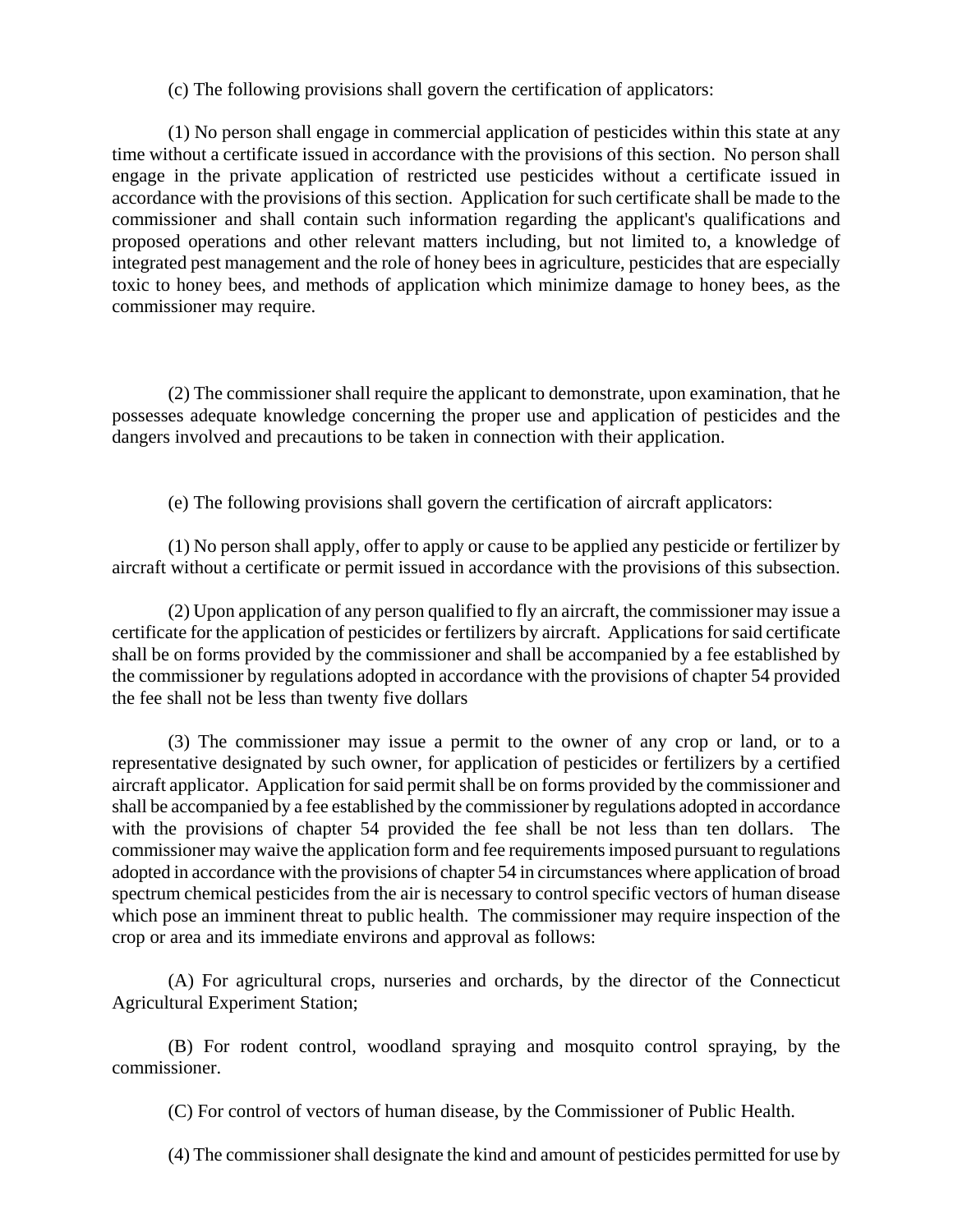(c) The following provisions shall govern the certification of applicators:

(1) No person shall engage in commercial application of pesticides within this state at any time without a certificate issued in accordance with the provisions of this section. No person shall engage in the private application of restricted use pesticides without a certificate issued in accordance with the provisions of this section. Application for such certificate shall be made to the commissioner and shall contain such information regarding the applicant's qualifications and proposed operations and other relevant matters including, but not limited to, a knowledge of integrated pest management and the role of honey bees in agriculture, pesticides that are especially toxic to honey bees, and methods of application which minimize damage to honey bees, as the commissioner may require.

(2) The commissioner shall require the applicant to demonstrate, upon examination, that he possesses adequate knowledge concerning the proper use and application of pesticides and the dangers involved and precautions to be taken in connection with their application.

(e) The following provisions shall govern the certification of aircraft applicators:

(1) No person shall apply, offer to apply or cause to be applied any pesticide or fertilizer by aircraft without a certificate or permit issued in accordance with the provisions of this subsection.

(2) Upon application of any person qualified to fly an aircraft, the commissioner may issue a certificate for the application of pesticides or fertilizers by aircraft. Applications for said certificate shall be on forms provided by the commissioner and shall be accompanied by a fee established by the commissioner by regulations adopted in accordance with the provisions of chapter 54 provided the fee shall not be less than twenty five dollars

(3) The commissioner may issue a permit to the owner of any crop or land, or to a representative designated by such owner, for application of pesticides or fertilizers by a certified aircraft applicator. Application for said permit shall be on forms provided by the commissioner and shall be accompanied by a fee established by the commissioner by regulations adopted in accordance with the provisions of chapter 54 provided the fee shall be not less than ten dollars. The commissioner may waive the application form and fee requirements imposed pursuant to regulations adopted in accordance with the provisions of chapter 54 in circumstances where application of broad spectrum chemical pesticides from the air is necessary to control specific vectors of human disease which pose an imminent threat to public health. The commissioner may require inspection of the crop or area and its immediate environs and approval as follows:

(A) For agricultural crops, nurseries and orchards, by the director of the Connecticut Agricultural Experiment Station;

(B) For rodent control, woodland spraying and mosquito control spraying, by the commissioner.

(C) For control of vectors of human disease, by the Commissioner of Public Health.

(4) The commissioner shall designate the kind and amount of pesticides permitted for use by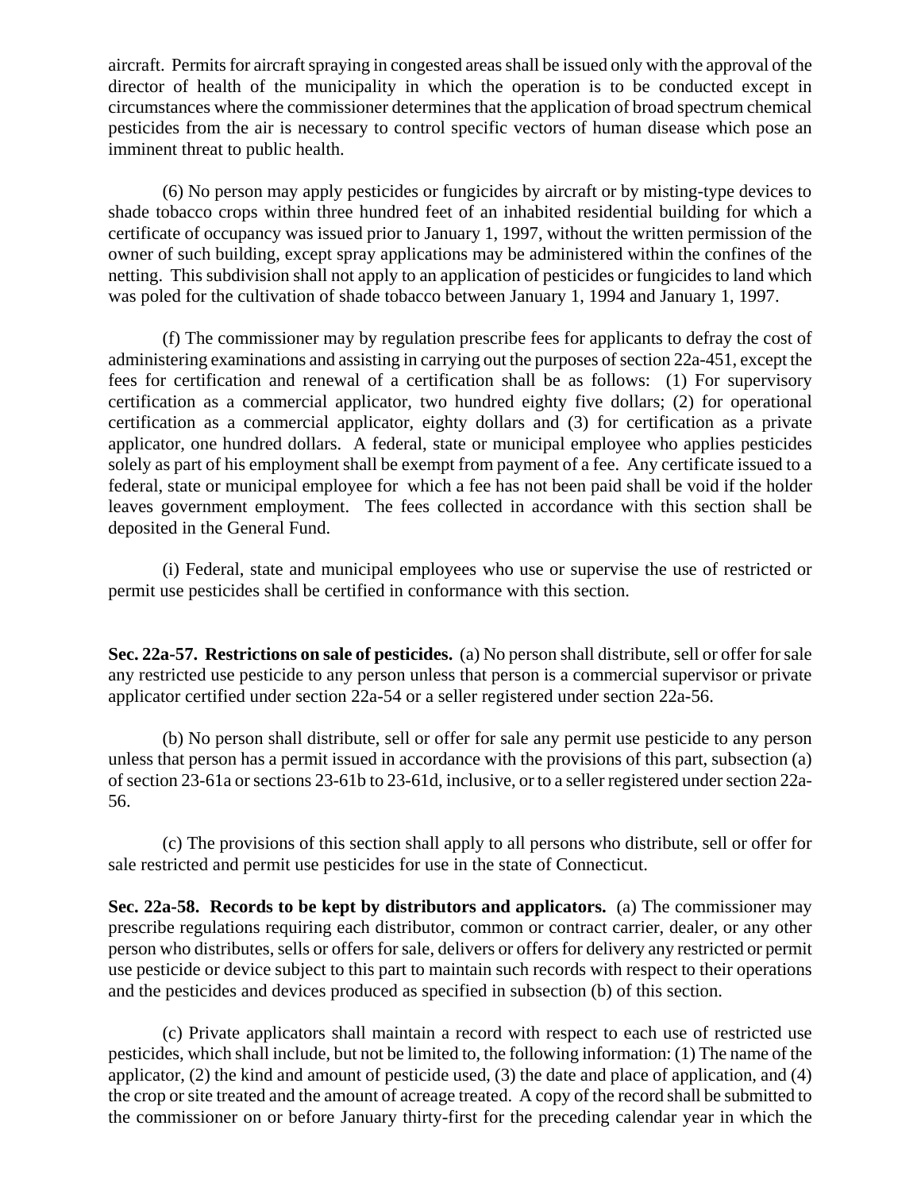aircraft. Permits for aircraft spraying in congested areas shall be issued only with the approval of the director of health of the municipality in which the operation is to be conducted except in circumstances where the commissioner determines that the application of broad spectrum chemical pesticides from the air is necessary to control specific vectors of human disease which pose an imminent threat to public health.

(6) No person may apply pesticides or fungicides by aircraft or by misting-type devices to shade tobacco crops within three hundred feet of an inhabited residential building for which a certificate of occupancy was issued prior to January 1, 1997, without the written permission of the owner of such building, except spray applications may be administered within the confines of the netting. This subdivision shall not apply to an application of pesticides or fungicides to land which was poled for the cultivation of shade tobacco between January 1, 1994 and January 1, 1997.

(f) The commissioner may by regulation prescribe fees for applicants to defray the cost of administering examinations and assisting in carrying out the purposes of section 22a-451, except the fees for certification and renewal of a certification shall be as follows: (1) For supervisory certification as a commercial applicator, two hundred eighty five dollars; (2) for operational certification as a commercial applicator, eighty dollars and (3) for certification as a private applicator, one hundred dollars. A federal, state or municipal employee who applies pesticides solely as part of his employment shall be exempt from payment of a fee. Any certificate issued to a federal, state or municipal employee for which a fee has not been paid shall be void if the holder leaves government employment. The fees collected in accordance with this section shall be deposited in the General Fund.

(i) Federal, state and municipal employees who use or supervise the use of restricted or permit use pesticides shall be certified in conformance with this section.

**Sec. 22a-57. Restrictions on sale of pesticides.** (a) No person shall distribute, sell or offer for sale any restricted use pesticide to any person unless that person is a commercial supervisor or private applicator certified under section 22a-54 or a seller registered under section 22a-56.

(b) No person shall distribute, sell or offer for sale any permit use pesticide to any person unless that person has a permit issued in accordance with the provisions of this part, subsection (a) of section 23-61a or sections 23-61b to 23-61d, inclusive, or to a seller registered under section 22a-56.

(c) The provisions of this section shall apply to all persons who distribute, sell or offer for sale restricted and permit use pesticides for use in the state of Connecticut.

**Sec. 22a-58. Records to be kept by distributors and applicators.** (a) The commissioner may prescribe regulations requiring each distributor, common or contract carrier, dealer, or any other person who distributes, sells or offers for sale, delivers or offers for delivery any restricted or permit use pesticide or device subject to this part to maintain such records with respect to their operations and the pesticides and devices produced as specified in subsection (b) of this section.

(c) Private applicators shall maintain a record with respect to each use of restricted use pesticides, which shall include, but not be limited to, the following information: (1) The name of the applicator, (2) the kind and amount of pesticide used, (3) the date and place of application, and (4) the crop or site treated and the amount of acreage treated. A copy of the record shall be submitted to the commissioner on or before January thirty-first for the preceding calendar year in which the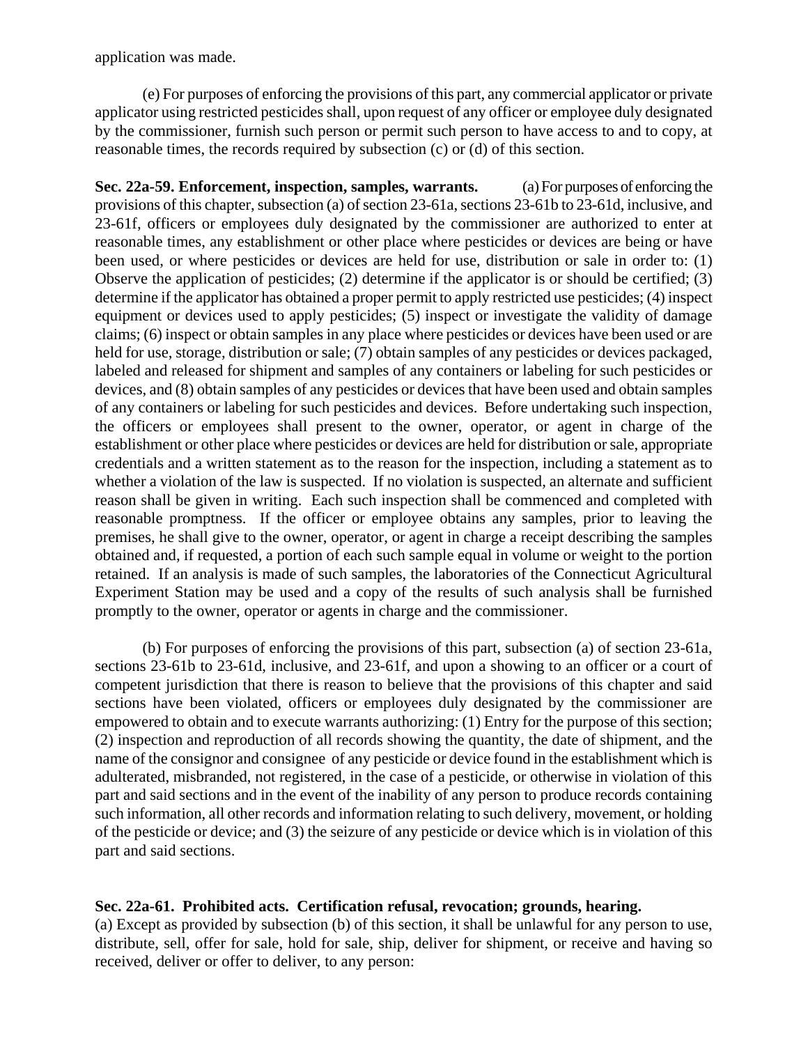application was made.

(e) For purposes of enforcing the provisions of this part, any commercial applicator or private applicator using restricted pesticides shall, upon request of any officer or employee duly designated by the commissioner, furnish such person or permit such person to have access to and to copy, at reasonable times, the records required by subsection (c) or (d) of this section.

**Sec. 22a-59. Enforcement, inspection, samples, warrants.** (a) For purposes of enforcing the provisions of this chapter, subsection (a) of section 23-61a, sections 23-61b to 23-61d, inclusive, and 23-61f, officers or employees duly designated by the commissioner are authorized to enter at reasonable times, any establishment or other place where pesticides or devices are being or have been used, or where pesticides or devices are held for use, distribution or sale in order to: (1) Observe the application of pesticides; (2) determine if the applicator is or should be certified; (3) determine if the applicator has obtained a proper permit to apply restricted use pesticides; (4) inspect equipment or devices used to apply pesticides; (5) inspect or investigate the validity of damage claims; (6) inspect or obtain samples in any place where pesticides or devices have been used or are held for use, storage, distribution or sale; (7) obtain samples of any pesticides or devices packaged, labeled and released for shipment and samples of any containers or labeling for such pesticides or devices, and (8) obtain samples of any pesticides or devices that have been used and obtain samples of any containers or labeling for such pesticides and devices. Before undertaking such inspection, the officers or employees shall present to the owner, operator, or agent in charge of the establishment or other place where pesticides or devices are held for distribution or sale, appropriate credentials and a written statement as to the reason for the inspection, including a statement as to whether a violation of the law is suspected. If no violation is suspected, an alternate and sufficient reason shall be given in writing. Each such inspection shall be commenced and completed with reasonable promptness. If the officer or employee obtains any samples, prior to leaving the premises, he shall give to the owner, operator, or agent in charge a receipt describing the samples obtained and, if requested, a portion of each such sample equal in volume or weight to the portion retained. If an analysis is made of such samples, the laboratories of the Connecticut Agricultural Experiment Station may be used and a copy of the results of such analysis shall be furnished promptly to the owner, operator or agents in charge and the commissioner.

(b) For purposes of enforcing the provisions of this part, subsection (a) of section 23-61a, sections 23-61b to 23-61d, inclusive, and 23-61f, and upon a showing to an officer or a court of competent jurisdiction that there is reason to believe that the provisions of this chapter and said sections have been violated, officers or employees duly designated by the commissioner are empowered to obtain and to execute warrants authorizing: (1) Entry for the purpose of this section; (2) inspection and reproduction of all records showing the quantity, the date of shipment, and the name of the consignor and consignee of any pesticide or device found in the establishment which is adulterated, misbranded, not registered, in the case of a pesticide, or otherwise in violation of this part and said sections and in the event of the inability of any person to produce records containing such information, all other records and information relating to such delivery, movement, or holding of the pesticide or device; and (3) the seizure of any pesticide or device which is in violation of this part and said sections.

**Sec. 22a-61. Prohibited acts. Certification refusal, revocation; grounds, hearing.**
(a) Except as provided by subsection (b) of this section, it shall be unlawful for any person to use, distribute, sell, offer for sale, hold for sale, ship, deliver for shipment, or receive and having so received, deliver or offer to deliver, to any person: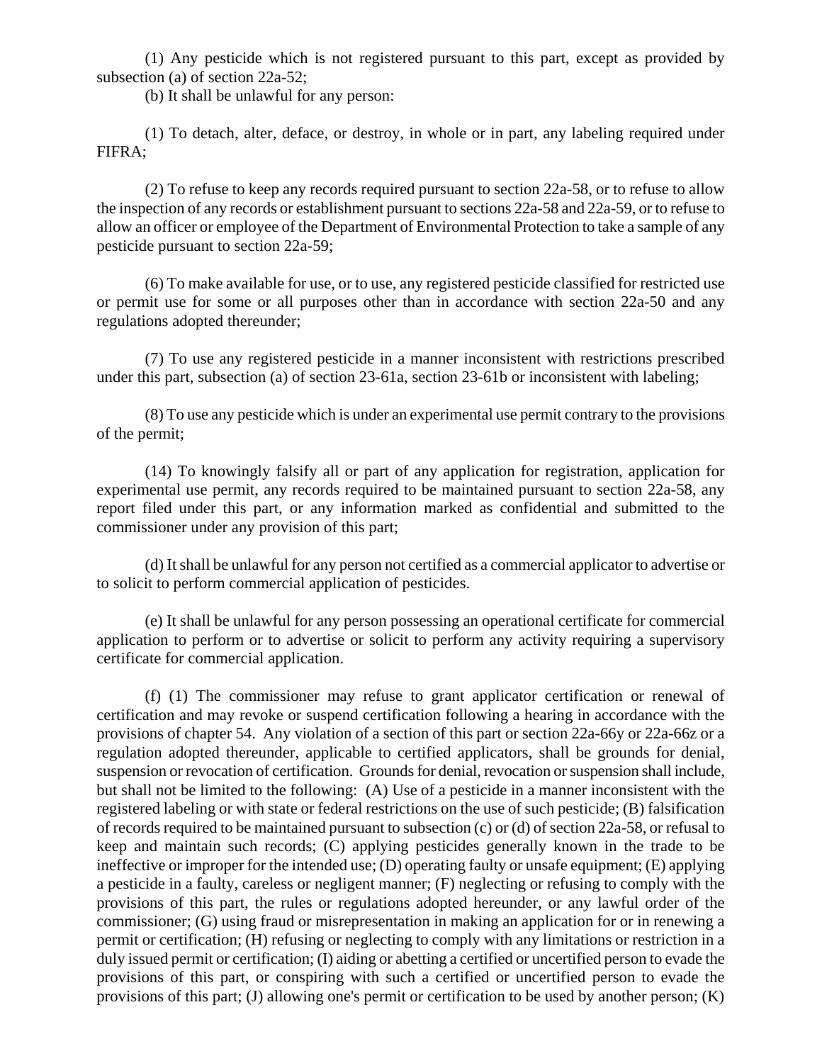(1) Any pesticide which is not registered pursuant to this part, except as provided by subsection (a) of section 22a-52;

(b) It shall be unlawful for any person:

(1) To detach, alter, deface, or destroy, in whole or in part, any labeling required under FIFRA;

(2) To refuse to keep any records required pursuant to section 22a-58, or to refuse to allow the inspection of any records or establishment pursuant to sections 22a-58 and 22a-59, or to refuse to allow an officer or employee of the Department of Environmental Protection to take a sample of any pesticide pursuant to section 22a-59;

(6) To make available for use, or to use, any registered pesticide classified for restricted use or permit use for some or all purposes other than in accordance with section 22a-50 and any regulations adopted thereunder;

(7) To use any registered pesticide in a manner inconsistent with restrictions prescribed under this part, subsection (a) of section 23-61a, section 23-61b or inconsistent with labeling;

(8) To use any pesticide which is under an experimental use permit contrary to the provisions of the permit;

(14) To knowingly falsify all or part of any application for registration, application for experimental use permit, any records required to be maintained pursuant to section 22a-58, any report filed under this part, or any information marked as confidential and submitted to the commissioner under any provision of this part;

(d) It shall be unlawful for any person not certified as a commercial applicator to advertise or to solicit to perform commercial application of pesticides.

(e) It shall be unlawful for any person possessing an operational certificate for commercial application to perform or to advertise or solicit to perform any activity requiring a supervisory certificate for commercial application.

(f) (1) The commissioner may refuse to grant applicator certification or renewal of certification and may revoke or suspend certification following a hearing in accordance with the provisions of chapter 54. Any violation of a section of this part or section 22a-66y or 22a-66z or a regulation adopted thereunder, applicable to certified applicators, shall be grounds for denial, suspension or revocation of certification. Grounds for denial, revocation or suspension shall include, but shall not be limited to the following: (A) Use of a pesticide in a manner inconsistent with the registered labeling or with state or federal restrictions on the use of such pesticide; (B) falsification of records required to be maintained pursuant to subsection (c) or (d) of section 22a-58, or refusal to keep and maintain such records; (C) applying pesticides generally known in the trade to be ineffective or improper for the intended use; (D) operating faulty or unsafe equipment; (E) applying a pesticide in a faulty, careless or negligent manner; (F) neglecting or refusing to comply with the provisions of this part, the rules or regulations adopted hereunder, or any lawful order of the commissioner; (G) using fraud or misrepresentation in making an application for or in renewing a permit or certification; (H) refusing or neglecting to comply with any limitations or restriction in a duly issued permit or certification; (I) aiding or abetting a certified or uncertified person to evade the provisions of this part, or conspiring with such a certified or uncertified person to evade the provisions of this part; (J) allowing one's permit or certification to be used by another person; (K)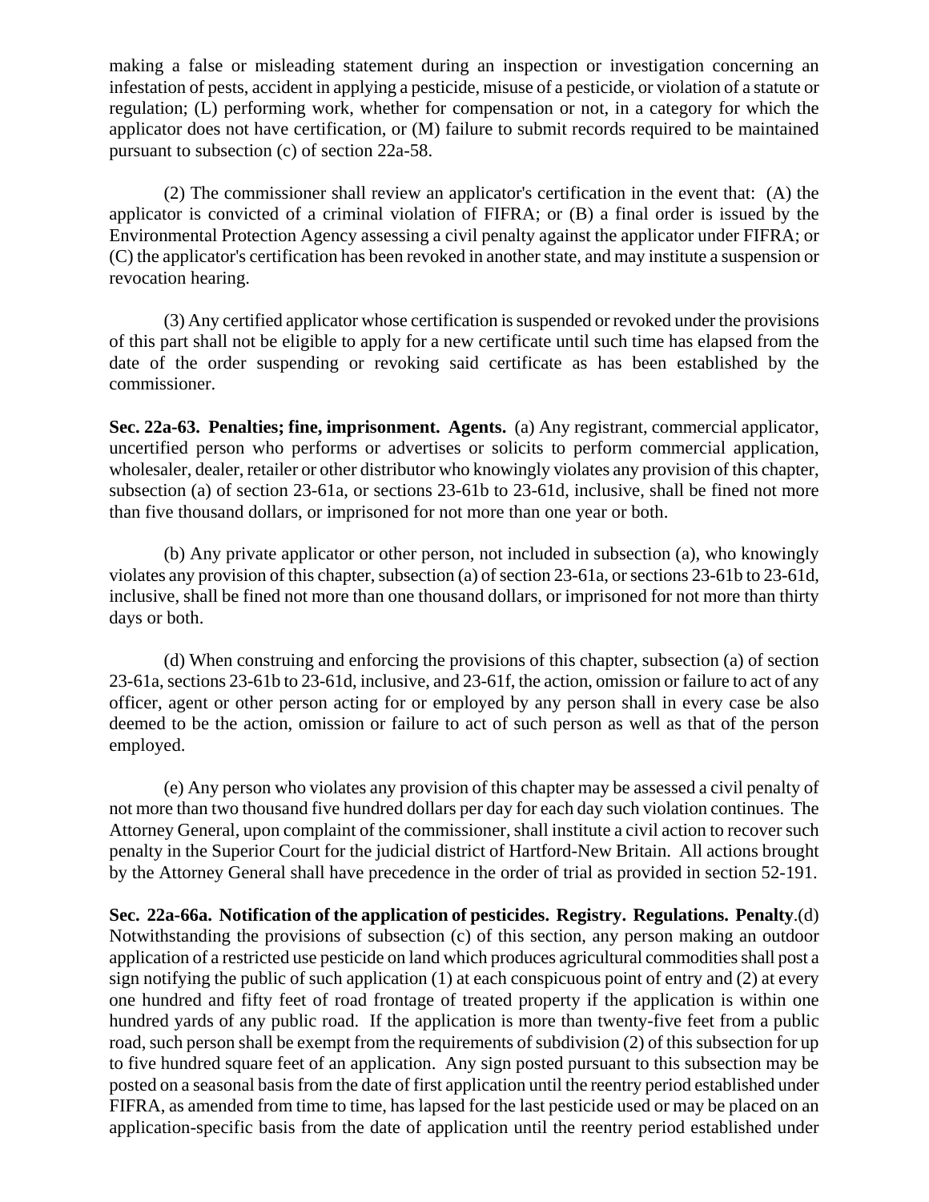making a false or misleading statement during an inspection or investigation concerning an infestation of pests, accident in applying a pesticide, misuse of a pesticide, or violation of a statute or regulation; (L) performing work, whether for compensation or not, in a category for which the applicator does not have certification, or (M) failure to submit records required to be maintained pursuant to subsection (c) of section 22a-58.

(2) The commissioner shall review an applicator's certification in the event that: (A) the applicator is convicted of a criminal violation of FIFRA; or (B) a final order is issued by the Environmental Protection Agency assessing a civil penalty against the applicator under FIFRA; or (C) the applicator's certification has been revoked in another state, and may institute a suspension or revocation hearing.

(3) Any certified applicator whose certification is suspended or revoked under the provisions of this part shall not be eligible to apply for a new certificate until such time has elapsed from the date of the order suspending or revoking said certificate as has been established by the commissioner.

**Sec. 22a-63. Penalties; fine, imprisonment. Agents.** (a) Any registrant, commercial applicator, uncertified person who performs or advertises or solicits to perform commercial application, wholesaler, dealer, retailer or other distributor who knowingly violates any provision of this chapter, subsection (a) of section 23-61a, or sections 23-61b to 23-61d, inclusive, shall be fined not more than five thousand dollars, or imprisoned for not more than one year or both.

(b) Any private applicator or other person, not included in subsection (a), who knowingly violates any provision of this chapter, subsection (a) of section 23-61a, or sections 23-61b to 23-61d, inclusive, shall be fined not more than one thousand dollars, or imprisoned for not more than thirty days or both.

(d) When construing and enforcing the provisions of this chapter, subsection (a) of section 23-61a, sections 23-61b to 23-61d, inclusive, and 23-61f, the action, omission or failure to act of any officer, agent or other person acting for or employed by any person shall in every case be also deemed to be the action, omission or failure to act of such person as well as that of the person employed.

(e) Any person who violates any provision of this chapter may be assessed a civil penalty of not more than two thousand five hundred dollars per day for each day such violation continues. The Attorney General, upon complaint of the commissioner, shall institute a civil action to recover such penalty in the Superior Court for the judicial district of Hartford-New Britain. All actions brought by the Attorney General shall have precedence in the order of trial as provided in section 52-191.

**Sec. 22a-66a. Notification of the application of pesticides. Registry. Regulations. Penalty**.(d) Notwithstanding the provisions of subsection (c) of this section, any person making an outdoor application of a restricted use pesticide on land which produces agricultural commodities shall post a sign notifying the public of such application (1) at each conspicuous point of entry and (2) at every one hundred and fifty feet of road frontage of treated property if the application is within one hundred yards of any public road. If the application is more than twenty-five feet from a public road, such person shall be exempt from the requirements of subdivision (2) of this subsection for up to five hundred square feet of an application. Any sign posted pursuant to this subsection may be posted on a seasonal basis from the date of first application until the reentry period established under FIFRA, as amended from time to time, has lapsed for the last pesticide used or may be placed on an application-specific basis from the date of application until the reentry period established under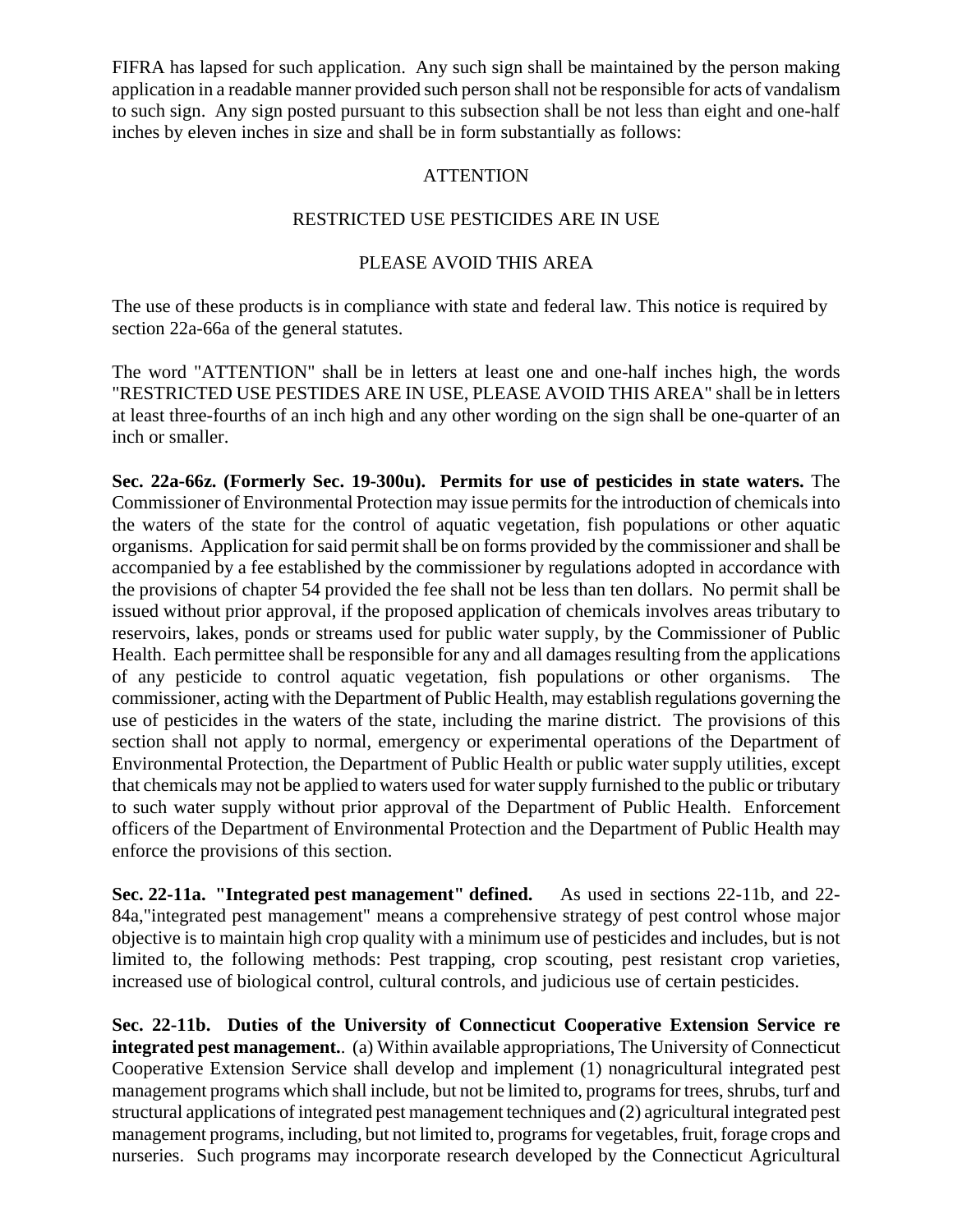FIFRA has lapsed for such application. Any such sign shall be maintained by the person making application in a readable manner provided such person shall not be responsible for acts of vandalism to such sign. Any sign posted pursuant to this subsection shall be not less than eight and one-half inches by eleven inches in size and shall be in form substantially as follows:

ATTENTION

RESTRICTED USE PESTICIDES ARE IN USE

PLEASE AVOID THIS AREA

The use of these products is in compliance with state and federal law. This notice is required by section 22a-66a of the general statutes.

The word "ATTENTION" shall be in letters at least one and one-half inches high, the words "RESTRICTED USE PESTIDES ARE IN USE, PLEASE AVOID THIS AREA" shall be in letters at least three-fourths of an inch high and any other wording on the sign shall be one-quarter of an inch or smaller.

**Sec. 22a-66z. (Formerly Sec. 19-300u). Permits for use of pesticides in state waters.** The Commissioner of Environmental Protection may issue permits for the introduction of chemicals into the waters of the state for the control of aquatic vegetation, fish populations or other aquatic organisms. Application for said permit shall be on forms provided by the commissioner and shall be accompanied by a fee established by the commissioner by regulations adopted in accordance with the provisions of chapter 54 provided the fee shall not be less than ten dollars. No permit shall be issued without prior approval, if the proposed application of chemicals involves areas tributary to reservoirs, lakes, ponds or streams used for public water supply, by the Commissioner of Public Health. Each permittee shall be responsible for any and all damages resulting from the applications of any pesticide to control aquatic vegetation, fish populations or other organisms. The commissioner, acting with the Department of Public Health, may establish regulations governing the use of pesticides in the waters of the state, including the marine district. The provisions of this section shall not apply to normal, emergency or experimental operations of the Department of Environmental Protection, the Department of Public Health or public water supply utilities, except that chemicals may not be applied to waters used for water supply furnished to the public or tributary to such water supply without prior approval of the Department of Public Health. Enforcement officers of the Department of Environmental Protection and the Department of Public Health may enforce the provisions of this section.

**Sec. 22-11a. "Integrated pest management" defined.** As used in sections 22-11b, and 22-84a,"integrated pest management" means a comprehensive strategy of pest control whose major objective is to maintain high crop quality with a minimum use of pesticides and includes, but is not limited to, the following methods: Pest trapping, crop scouting, pest resistant crop varieties, increased use of biological control, cultural controls, and judicious use of certain pesticides.

**Sec. 22-11b. Duties of the University of Connecticut Cooperative Extension Service re integrated pest management.**. (a) Within available appropriations, The University of Connecticut Cooperative Extension Service shall develop and implement (1) nonagricultural integrated pest management programs which shall include, but not be limited to, programs for trees, shrubs, turf and structural applications of integrated pest management techniques and (2) agricultural integrated pest management programs, including, but not limited to, programs for vegetables, fruit, forage crops and nurseries. Such programs may incorporate research developed by the Connecticut Agricultural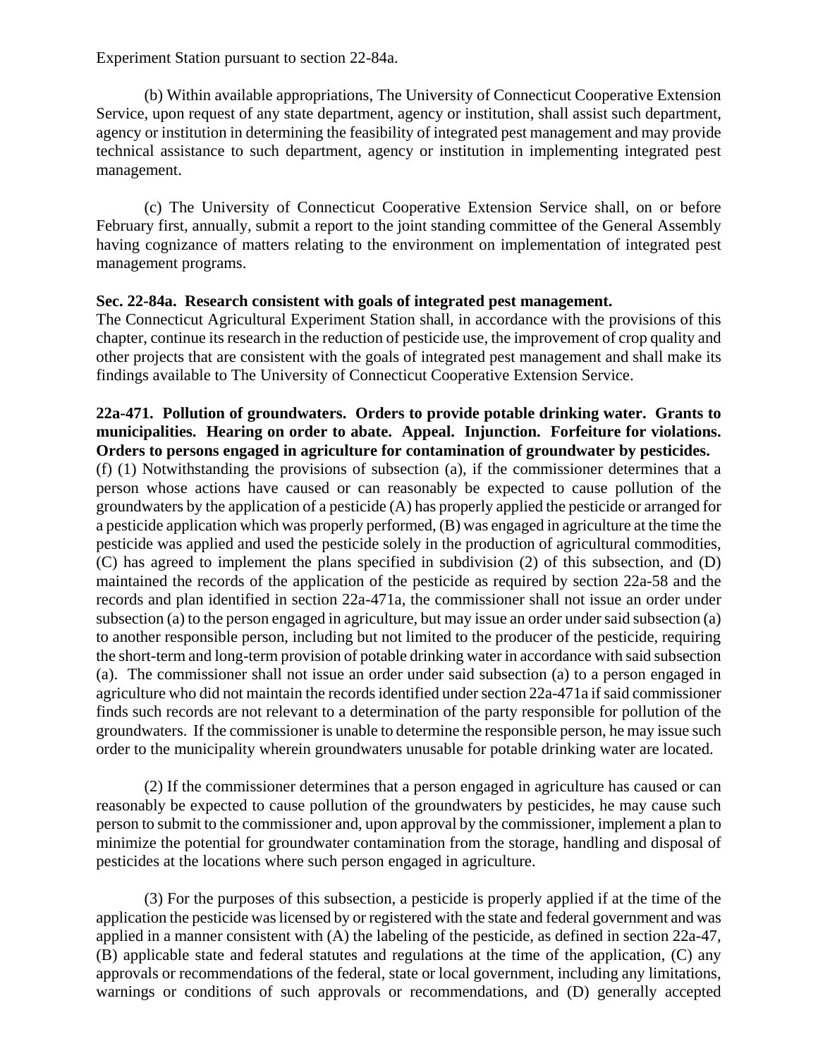Experiment Station pursuant to section 22-84a.

(b) Within available appropriations, The University of Connecticut Cooperative Extension Service, upon request of any state department, agency or institution, shall assist such department, agency or institution in determining the feasibility of integrated pest management and may provide technical assistance to such department, agency or institution in implementing integrated pest management.

(c) The University of Connecticut Cooperative Extension Service shall, on or before February first, annually, submit a report to the joint standing committee of the General Assembly having cognizance of matters relating to the environment on implementation of integrated pest management programs.

**Sec. 22-84a. Research consistent with goals of integrated pest management.**
The Connecticut Agricultural Experiment Station shall, in accordance with the provisions of this chapter, continue its research in the reduction of pesticide use, the improvement of crop quality and other projects that are consistent with the goals of integrated pest management and shall make its findings available to The University of Connecticut Cooperative Extension Service.

**22a-471. Pollution of groundwaters. Orders to provide potable drinking water. Grants to municipalities. Hearing on order to abate. Appeal. Injunction. Forfeiture for violations. Orders to persons engaged in agriculture for contamination of groundwater by pesticides.**
(f) (1) Notwithstanding the provisions of subsection (a), if the commissioner determines that a person whose actions have caused or can reasonably be expected to cause pollution of the groundwaters by the application of a pesticide (A) has properly applied the pesticide or arranged for a pesticide application which was properly performed, (B) was engaged in agriculture at the time the pesticide was applied and used the pesticide solely in the production of agricultural commodities, (C) has agreed to implement the plans specified in subdivision (2) of this subsection, and (D) maintained the records of the application of the pesticide as required by section 22a-58 and the records and plan identified in section 22a-471a, the commissioner shall not issue an order under subsection (a) to the person engaged in agriculture, but may issue an order under said subsection (a) to another responsible person, including but not limited to the producer of the pesticide, requiring the short-term and long-term provision of potable drinking water in accordance with said subsection (a). The commissioner shall not issue an order under said subsection (a) to a person engaged in agriculture who did not maintain the records identified under section 22a-471a if said commissioner finds such records are not relevant to a determination of the party responsible for pollution of the groundwaters. If the commissioner is unable to determine the responsible person, he may issue such order to the municipality wherein groundwaters unusable for potable drinking water are located.

(2) If the commissioner determines that a person engaged in agriculture has caused or can reasonably be expected to cause pollution of the groundwaters by pesticides, he may cause such person to submit to the commissioner and, upon approval by the commissioner, implement a plan to minimize the potential for groundwater contamination from the storage, handling and disposal of pesticides at the locations where such person engaged in agriculture.

(3) For the purposes of this subsection, a pesticide is properly applied if at the time of the application the pesticide was licensed by or registered with the state and federal government and was applied in a manner consistent with (A) the labeling of the pesticide, as defined in section 22a-47, (B) applicable state and federal statutes and regulations at the time of the application, (C) any approvals or recommendations of the federal, state or local government, including any limitations, warnings or conditions of such approvals or recommendations, and (D) generally accepted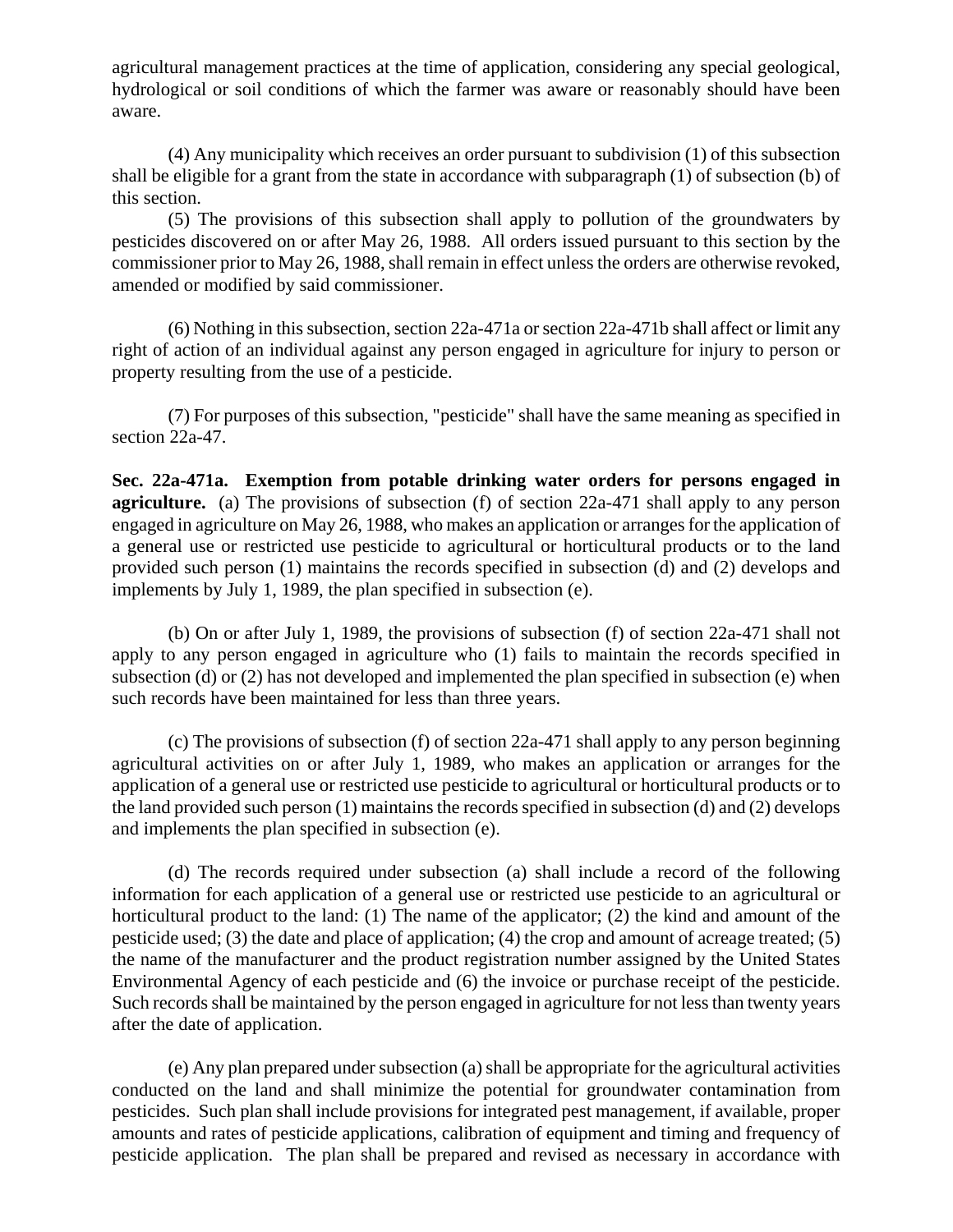agricultural management practices at the time of application, considering any special geological, hydrological or soil conditions of which the farmer was aware or reasonably should have been aware.

(4) Any municipality which receives an order pursuant to subdivision (1) of this subsection shall be eligible for a grant from the state in accordance with subparagraph (1) of subsection (b) of this section.

(5) The provisions of this subsection shall apply to pollution of the groundwaters by pesticides discovered on or after May 26, 1988. All orders issued pursuant to this section by the commissioner prior to May 26, 1988, shall remain in effect unless the orders are otherwise revoked, amended or modified by said commissioner.

(6) Nothing in this subsection, section 22a-471a or section 22a-471b shall affect or limit any right of action of an individual against any person engaged in agriculture for injury to person or property resulting from the use of a pesticide.

(7) For purposes of this subsection, "pesticide" shall have the same meaning as specified in section 22a-47.

**Sec. 22a-471a. Exemption from potable drinking water orders for persons engaged in agriculture.** (a) The provisions of subsection (f) of section 22a-471 shall apply to any person engaged in agriculture on May 26, 1988, who makes an application or arranges for the application of a general use or restricted use pesticide to agricultural or horticultural products or to the land provided such person (1) maintains the records specified in subsection (d) and (2) develops and implements by July 1, 1989, the plan specified in subsection (e).

(b) On or after July 1, 1989, the provisions of subsection (f) of section 22a-471 shall not apply to any person engaged in agriculture who (1) fails to maintain the records specified in subsection (d) or (2) has not developed and implemented the plan specified in subsection (e) when such records have been maintained for less than three years.

(c) The provisions of subsection (f) of section 22a-471 shall apply to any person beginning agricultural activities on or after July 1, 1989, who makes an application or arranges for the application of a general use or restricted use pesticide to agricultural or horticultural products or to the land provided such person (1) maintains the records specified in subsection (d) and (2) develops and implements the plan specified in subsection (e).

(d) The records required under subsection (a) shall include a record of the following information for each application of a general use or restricted use pesticide to an agricultural or horticultural product to the land: (1) The name of the applicator; (2) the kind and amount of the pesticide used; (3) the date and place of application; (4) the crop and amount of acreage treated; (5) the name of the manufacturer and the product registration number assigned by the United States Environmental Agency of each pesticide and (6) the invoice or purchase receipt of the pesticide. Such records shall be maintained by the person engaged in agriculture for not less than twenty years after the date of application.

(e) Any plan prepared under subsection (a) shall be appropriate for the agricultural activities conducted on the land and shall minimize the potential for groundwater contamination from pesticides. Such plan shall include provisions for integrated pest management, if available, proper amounts and rates of pesticide applications, calibration of equipment and timing and frequency of pesticide application. The plan shall be prepared and revised as necessary in accordance with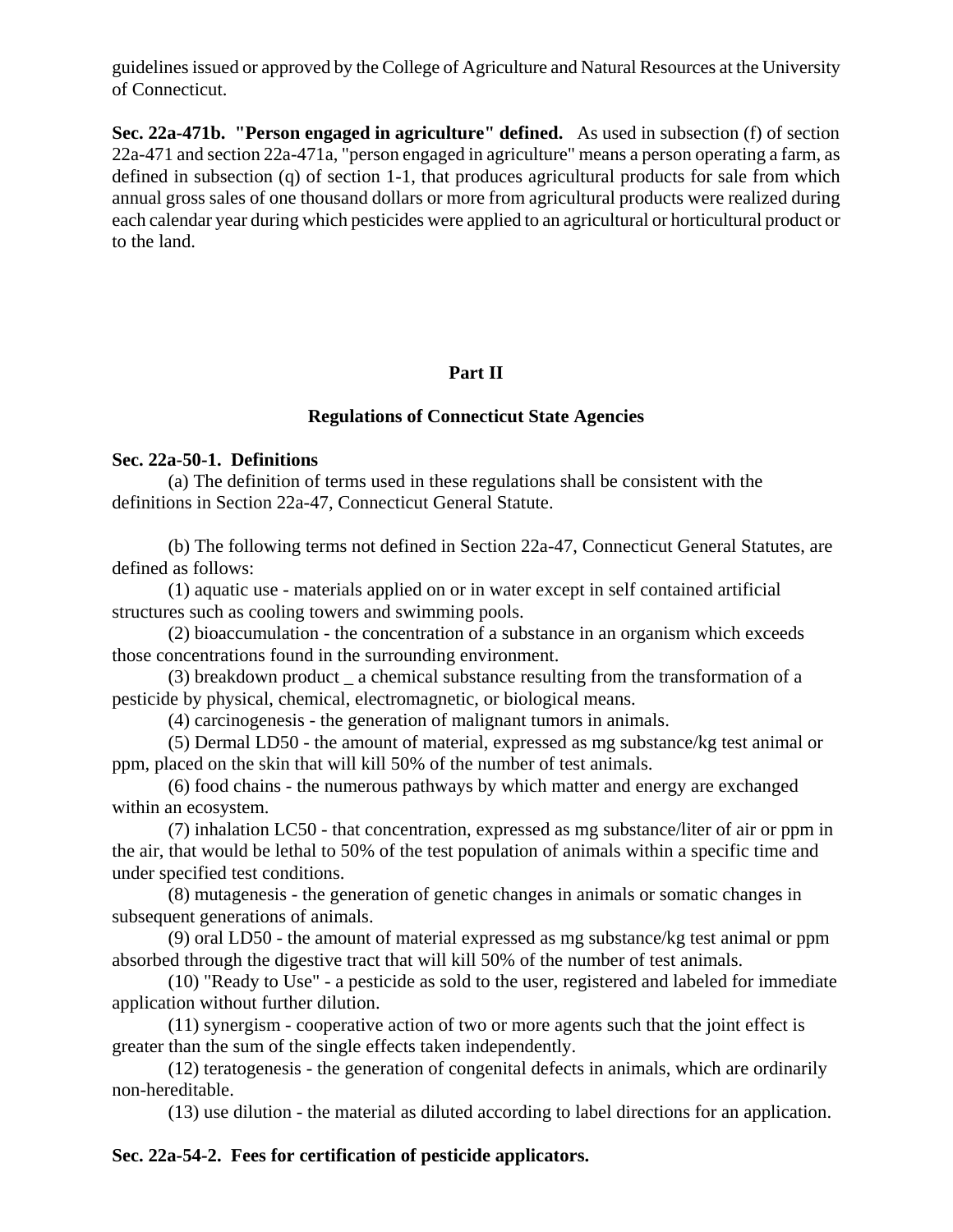guidelines issued or approved by the College of Agriculture and Natural Resources at the University of Connecticut.

**Sec. 22a-471b. "Person engaged in agriculture" defined.** As used in subsection (f) of section 22a-471 and section 22a-471a, "person engaged in agriculture" means a person operating a farm, as defined in subsection (q) of section 1-1, that produces agricultural products for sale from which annual gross sales of one thousand dollars or more from agricultural products were realized during each calendar year during which pesticides were applied to an agricultural or horticultural product or to the land.

## Part II

## Regulations of Connecticut State Agencies

**Sec. 22a-50-1. Definitions**

(a) The definition of terms used in these regulations shall be consistent with the definitions in Section 22a-47, Connecticut General Statute.

(b) The following terms not defined in Section 22a-47, Connecticut General Statutes, are defined as follows:

(1) aquatic use - materials applied on or in water except in self contained artificial structures such as cooling towers and swimming pools.

(2) bioaccumulation - the concentration of a substance in an organism which exceeds those concentrations found in the surrounding environment.

(3) breakdown product _ a chemical substance resulting from the transformation of a pesticide by physical, chemical, electromagnetic, or biological means.

(4) carcinogenesis - the generation of malignant tumors in animals.

(5) Dermal LD50 - the amount of material, expressed as mg substance/kg test animal or ppm, placed on the skin that will kill 50% of the number of test animals.

(6) food chains - the numerous pathways by which matter and energy are exchanged within an ecosystem.

(7) inhalation LC50 - that concentration, expressed as mg substance/liter of air or ppm in the air, that would be lethal to 50% of the test population of animals within a specific time and under specified test conditions.

(8) mutagenesis - the generation of genetic changes in animals or somatic changes in subsequent generations of animals.

(9) oral LD50 - the amount of material expressed as mg substance/kg test animal or ppm absorbed through the digestive tract that will kill 50% of the number of test animals.

(10) "Ready to Use" - a pesticide as sold to the user, registered and labeled for immediate application without further dilution.

(11) synergism - cooperative action of two or more agents such that the joint effect is greater than the sum of the single effects taken independently.

(12) teratogenesis - the generation of congenital defects in animals, which are ordinarily non-hereditable.

(13) use dilution - the material as diluted according to label directions for an application.

**Sec. 22a-54-2. Fees for certification of pesticide applicators.**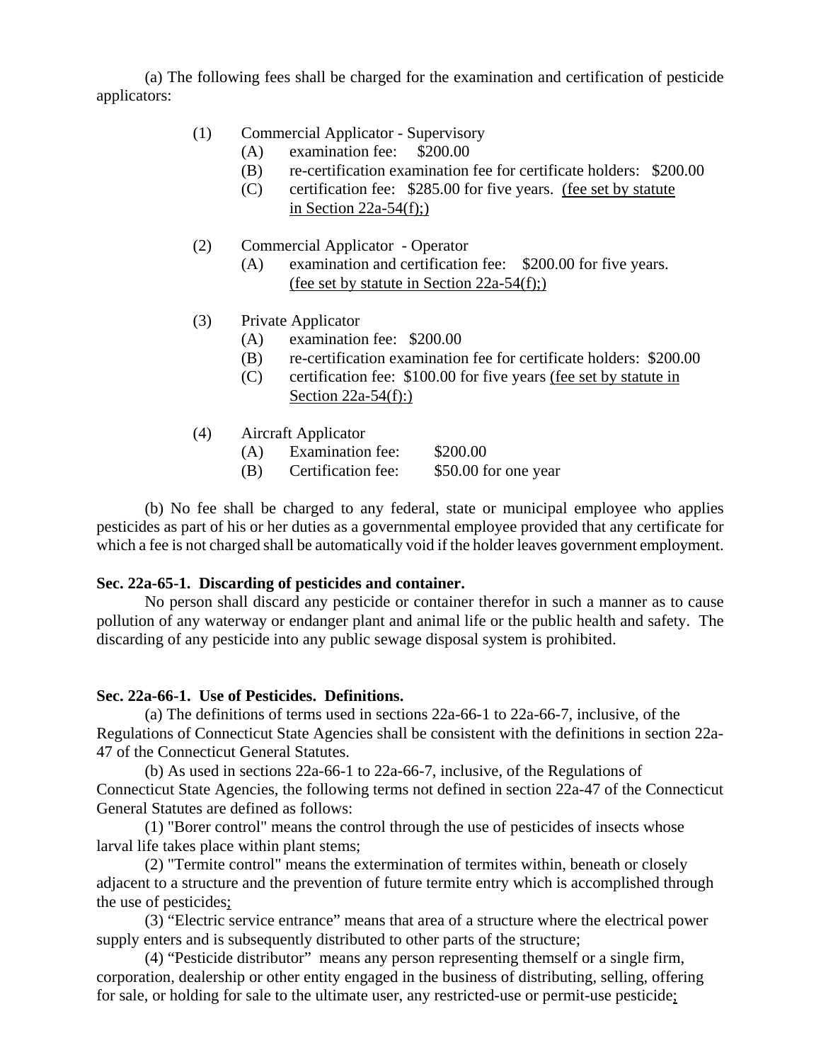(a) The following fees shall be charged for the examination and certification of pesticide applicators:

(1) Commercial Applicator - Supervisory
  (A) examination fee: $200.00
  (B) re-certification examination fee for certificate holders: $200.00
  (C) certification fee: $285.00 for five years. (fee set by statute in Section 22a-54(f);)

(2) Commercial Applicator - Operator
  (A) examination and certification fee: $200.00 for five years. (fee set by statute in Section 22a-54(f);)

(3) Private Applicator
  (A) examination fee: $200.00
  (B) re-certification examination fee for certificate holders: $200.00
  (C) certification fee: $100.00 for five years (fee set by statute in Section 22a-54(f):)

(4) Aircraft Applicator
  (A) Examination fee: $200.00
  (B) Certification fee: $50.00 for one year

(b) No fee shall be charged to any federal, state or municipal employee who applies pesticides as part of his or her duties as a governmental employee provided that any certificate for which a fee is not charged shall be automatically void if the holder leaves government employment.

**Sec. 22a-65-1. Discarding of pesticides and container.**

No person shall discard any pesticide or container therefor in such a manner as to cause pollution of any waterway or endanger plant and animal life or the public health and safety. The discarding of any pesticide into any public sewage disposal system is prohibited.

**Sec. 22a-66-1. Use of Pesticides. Definitions.**

(a) The definitions of terms used in sections 22a-66-1 to 22a-66-7, inclusive, of the Regulations of Connecticut State Agencies shall be consistent with the definitions in section 22a-47 of the Connecticut General Statutes.

(b) As used in sections 22a-66-1 to 22a-66-7, inclusive, of the Regulations of Connecticut State Agencies, the following terms not defined in section 22a-47 of the Connecticut General Statutes are defined as follows:

(1) "Borer control" means the control through the use of pesticides of insects whose larval life takes place within plant stems;

(2) "Termite control" means the extermination of termites within, beneath or closely adjacent to a structure and the prevention of future termite entry which is accomplished through the use of pesticides;

(3) "Electric service entrance" means that area of a structure where the electrical power supply enters and is subsequently distributed to other parts of the structure;

(4) "Pesticide distributor" means any person representing themself or a single firm, corporation, dealership or other entity engaged in the business of distributing, selling, offering for sale, or holding for sale to the ultimate user, any restricted-use or permit-use pesticide;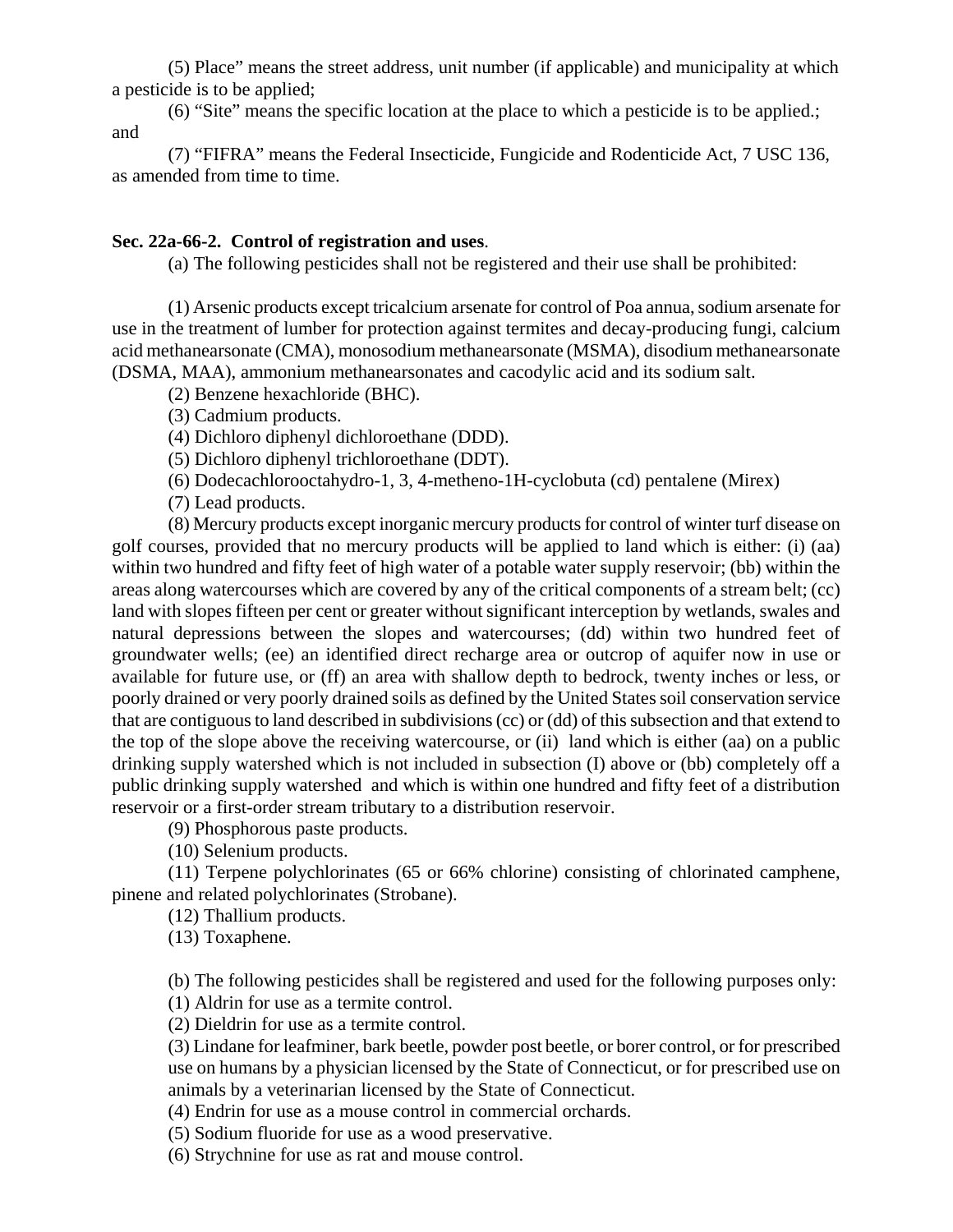(5) Place" means the street address, unit number (if applicable) and municipality at which a pesticide is to be applied;

(6) "Site" means the specific location at the place to which a pesticide is to be applied.; and

(7) "FIFRA" means the Federal Insecticide, Fungicide and Rodenticide Act, 7 USC 136, as amended from time to time.

**Sec. 22a-66-2. Control of registration and uses**.

(a) The following pesticides shall not be registered and their use shall be prohibited:

(1) Arsenic products except tricalcium arsenate for control of Poa annua, sodium arsenate for use in the treatment of lumber for protection against termites and decay-producing fungi, calcium acid methanearsonate (CMA), monosodium methanearsonate (MSMA), disodium methanearsonate (DSMA, MAA), ammonium methanearsonates and cacodylic acid and its sodium salt.

(2) Benzene hexachloride (BHC).

(3) Cadmium products.

(4) Dichloro diphenyl dichloroethane (DDD).

(5) Dichloro diphenyl trichloroethane (DDT).

(6) Dodecachlorooctahydro-1, 3, 4-metheno-1H-cyclobuta (cd) pentalene (Mirex)

(7) Lead products.

(8) Mercury products except inorganic mercury products for control of winter turf disease on golf courses, provided that no mercury products will be applied to land which is either: (i) (aa) within two hundred and fifty feet of high water of a potable water supply reservoir; (bb) within the areas along watercourses which are covered by any of the critical components of a stream belt; (cc) land with slopes fifteen per cent or greater without significant interception by wetlands, swales and natural depressions between the slopes and watercourses; (dd) within two hundred feet of groundwater wells; (ee) an identified direct recharge area or outcrop of aquifer now in use or available for future use, or (ff) an area with shallow depth to bedrock, twenty inches or less, or poorly drained or very poorly drained soils as defined by the United States soil conservation service that are contiguous to land described in subdivisions (cc) or (dd) of this subsection and that extend to the top of the slope above the receiving watercourse, or (ii) land which is either (aa) on a public drinking supply watershed which is not included in subsection (I) above or (bb) completely off a public drinking supply watershed and which is within one hundred and fifty feet of a distribution reservoir or a first-order stream tributary to a distribution reservoir.

(9) Phosphorous paste products.

(10) Selenium products.

(11) Terpene polychlorinates (65 or 66% chlorine) consisting of chlorinated camphene, pinene and related polychlorinates (Strobane).

(12) Thallium products.

(13) Toxaphene.

(b) The following pesticides shall be registered and used for the following purposes only:

(1) Aldrin for use as a termite control.

(2) Dieldrin for use as a termite control.

(3) Lindane for leafminer, bark beetle, powder post beetle, or borer control, or for prescribed use on humans by a physician licensed by the State of Connecticut, or for prescribed use on animals by a veterinarian licensed by the State of Connecticut.

(4) Endrin for use as a mouse control in commercial orchards.

(5) Sodium fluoride for use as a wood preservative.

(6) Strychnine for use as rat and mouse control.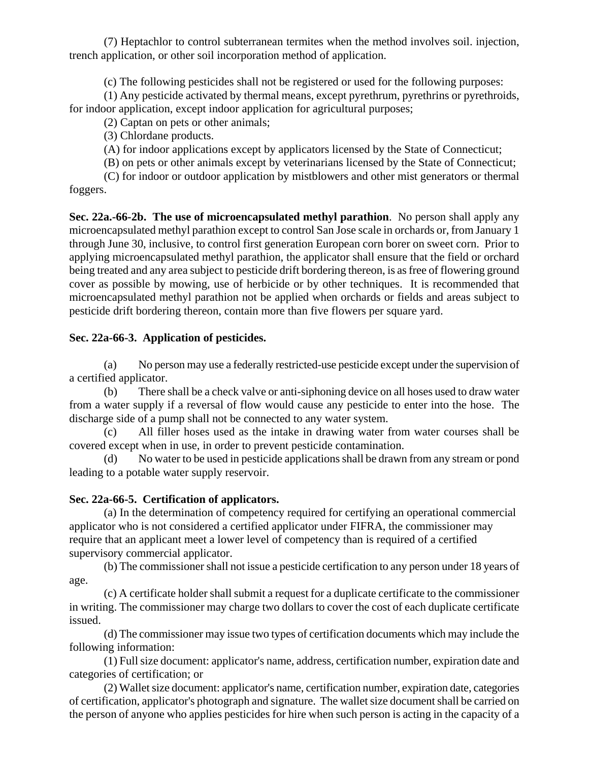(7) Heptachlor to control subterranean termites when the method involves soil. injection, trench application, or other soil incorporation method of application.

(c) The following pesticides shall not be registered or used for the following purposes:

(1) Any pesticide activated by thermal means, except pyrethrum, pyrethrins or pyrethroids, for indoor application, except indoor application for agricultural purposes;

(2) Captan on pets or other animals;

(3) Chlordane products.

(A) for indoor applications except by applicators licensed by the State of Connecticut;

(B) on pets or other animals except by veterinarians licensed by the State of Connecticut;

(C) for indoor or outdoor application by mistblowers and other mist generators or thermal foggers.

**Sec. 22a.-66-2b. The use of microencapsulated methyl parathion**. No person shall apply any microencapsulated methyl parathion except to control San Jose scale in orchards or, from January 1 through June 30, inclusive, to control first generation European corn borer on sweet corn. Prior to applying microencapsulated methyl parathion, the applicator shall ensure that the field or orchard being treated and any area subject to pesticide drift bordering thereon, is as free of flowering ground cover as possible by mowing, use of herbicide or by other techniques. It is recommended that microencapsulated methyl parathion not be applied when orchards or fields and areas subject to pesticide drift bordering thereon, contain more than five flowers per square yard.

**Sec. 22a-66-3. Application of pesticides.**

(a) No person may use a federally restricted-use pesticide except under the supervision of a certified applicator.

(b) There shall be a check valve or anti-siphoning device on all hoses used to draw water from a water supply if a reversal of flow would cause any pesticide to enter into the hose. The discharge side of a pump shall not be connected to any water system.

(c) All filler hoses used as the intake in drawing water from water courses shall be covered except when in use, in order to prevent pesticide contamination.

(d) No water to be used in pesticide applications shall be drawn from any stream or pond leading to a potable water supply reservoir.

**Sec. 22a-66-5. Certification of applicators.**

(a) In the determination of competency required for certifying an operational commercial applicator who is not considered a certified applicator under FIFRA, the commissioner may require that an applicant meet a lower level of competency than is required of a certified supervisory commercial applicator.

(b) The commissioner shall not issue a pesticide certification to any person under 18 years of age.

(c) A certificate holder shall submit a request for a duplicate certificate to the commissioner in writing. The commissioner may charge two dollars to cover the cost of each duplicate certificate issued.

(d) The commissioner may issue two types of certification documents which may include the following information:

(1) Full size document: applicator's name, address, certification number, expiration date and categories of certification; or

(2) Wallet size document: applicator's name, certification number, expiration date, categories of certification, applicator's photograph and signature. The wallet size document shall be carried on the person of anyone who applies pesticides for hire when such person is acting in the capacity of a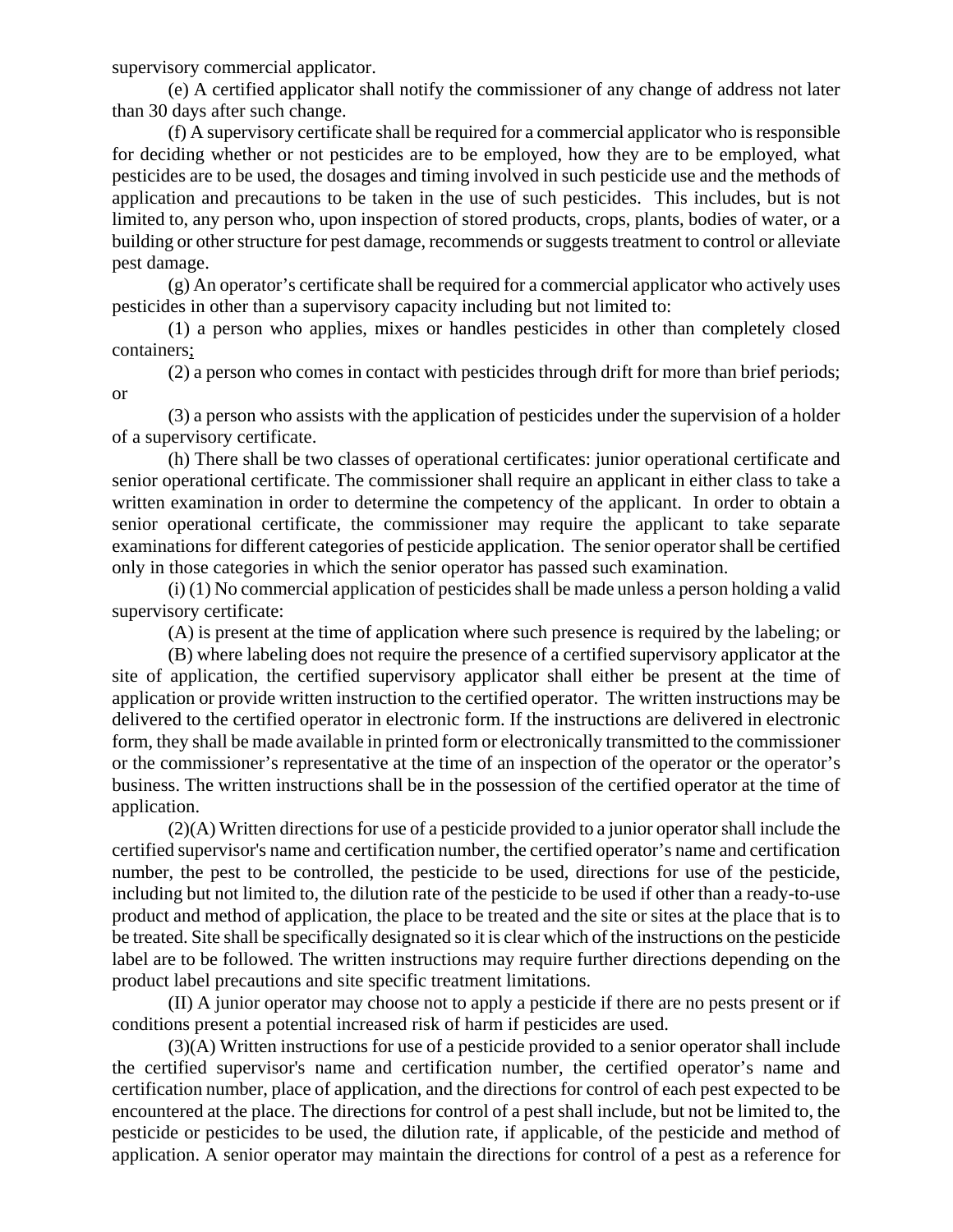supervisory commercial applicator.

(e) A certified applicator shall notify the commissioner of any change of address not later than 30 days after such change.

(f) A supervisory certificate shall be required for a commercial applicator who is responsible for deciding whether or not pesticides are to be employed, how they are to be employed, what pesticides are to be used, the dosages and timing involved in such pesticide use and the methods of application and precautions to be taken in the use of such pesticides. This includes, but is not limited to, any person who, upon inspection of stored products, crops, plants, bodies of water, or a building or other structure for pest damage, recommends or suggests treatment to control or alleviate pest damage.

(g) An operator's certificate shall be required for a commercial applicator who actively uses pesticides in other than a supervisory capacity including but not limited to:

(1) a person who applies, mixes or handles pesticides in other than completely closed containers;

(2) a person who comes in contact with pesticides through drift for more than brief periods; or

(3) a person who assists with the application of pesticides under the supervision of a holder of a supervisory certificate.

(h) There shall be two classes of operational certificates: junior operational certificate and senior operational certificate. The commissioner shall require an applicant in either class to take a written examination in order to determine the competency of the applicant. In order to obtain a senior operational certificate, the commissioner may require the applicant to take separate examinations for different categories of pesticide application. The senior operator shall be certified only in those categories in which the senior operator has passed such examination.

(i) (1) No commercial application of pesticides shall be made unless a person holding a valid supervisory certificate:

(A) is present at the time of application where such presence is required by the labeling; or

(B) where labeling does not require the presence of a certified supervisory applicator at the site of application, the certified supervisory applicator shall either be present at the time of application or provide written instruction to the certified operator. The written instructions may be delivered to the certified operator in electronic form. If the instructions are delivered in electronic form, they shall be made available in printed form or electronically transmitted to the commissioner or the commissioner's representative at the time of an inspection of the operator or the operator's business. The written instructions shall be in the possession of the certified operator at the time of application.

(2)(A) Written directions for use of a pesticide provided to a junior operator shall include the certified supervisor's name and certification number, the certified operator's name and certification number, the pest to be controlled, the pesticide to be used, directions for use of the pesticide, including but not limited to, the dilution rate of the pesticide to be used if other than a ready-to-use product and method of application, the place to be treated and the site or sites at the place that is to be treated. Site shall be specifically designated so it is clear which of the instructions on the pesticide label are to be followed. The written instructions may require further directions depending on the product label precautions and site specific treatment limitations.

(II) A junior operator may choose not to apply a pesticide if there are no pests present or if conditions present a potential increased risk of harm if pesticides are used.

(3)(A) Written instructions for use of a pesticide provided to a senior operator shall include the certified supervisor's name and certification number, the certified operator's name and certification number, place of application, and the directions for control of each pest expected to be encountered at the place. The directions for control of a pest shall include, but not be limited to, the pesticide or pesticides to be used, the dilution rate, if applicable, of the pesticide and method of application. A senior operator may maintain the directions for control of a pest as a reference for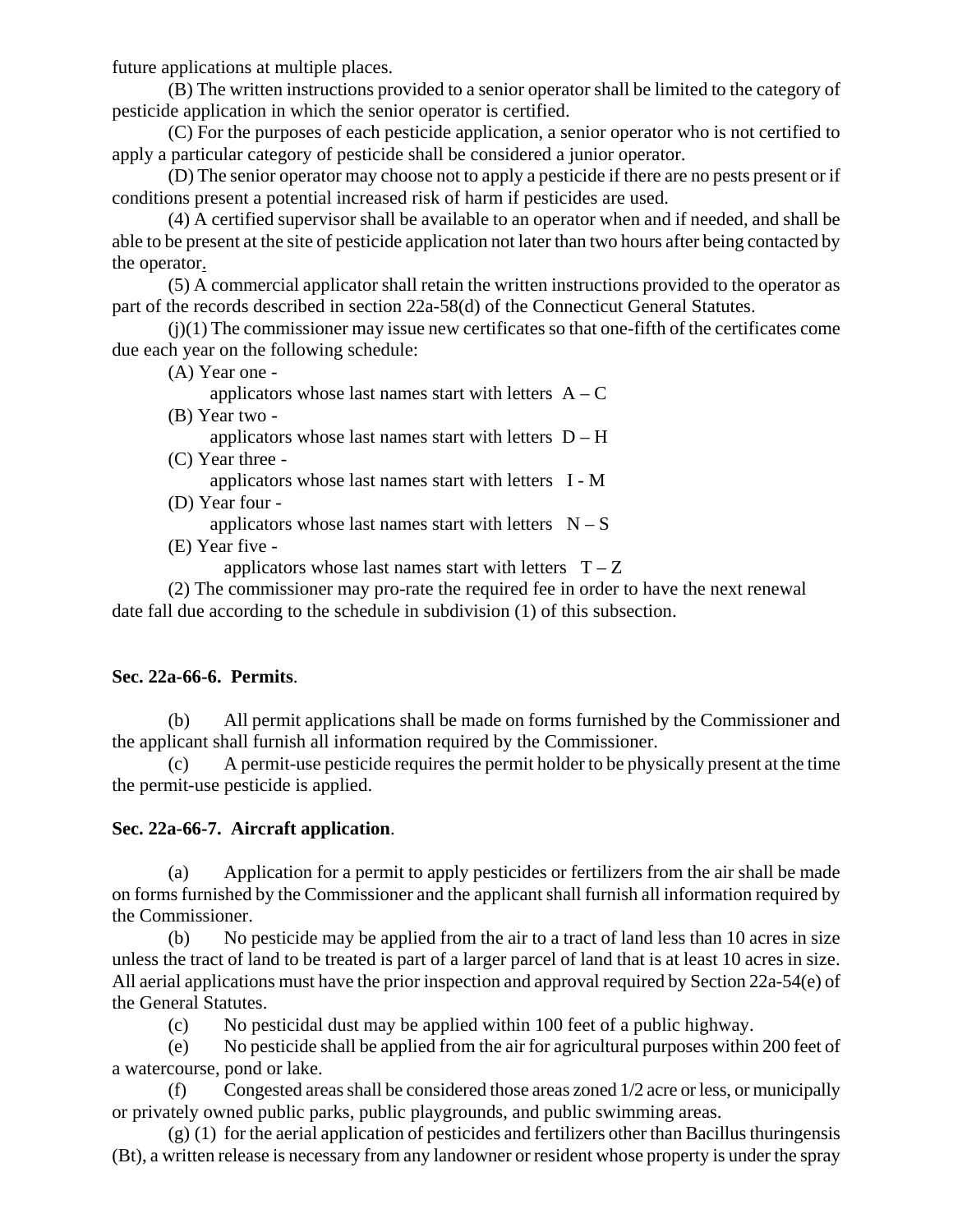future applications at multiple places.

(B) The written instructions provided to a senior operator shall be limited to the category of pesticide application in which the senior operator is certified.

(C) For the purposes of each pesticide application, a senior operator who is not certified to apply a particular category of pesticide shall be considered a junior operator.

(D) The senior operator may choose not to apply a pesticide if there are no pests present or if conditions present a potential increased risk of harm if pesticides are used.

(4) A certified supervisor shall be available to an operator when and if needed, and shall be able to be present at the site of pesticide application not later than two hours after being contacted by the operator.

(5) A commercial applicator shall retain the written instructions provided to the operator as part of the records described in section 22a-58(d) of the Connecticut General Statutes.

(j)(1) The commissioner may issue new certificates so that one-fifth of the certificates come due each year on the following schedule:

(A) Year one -
applicators whose last names start with letters A – C

(B) Year two -
applicators whose last names start with letters D – H

(C) Year three -
applicators whose last names start with letters I - M

(D) Year four -
applicators whose last names start with letters N – S

(E) Year five -
applicators whose last names start with letters T – Z

(2) The commissioner may pro-rate the required fee in order to have the next renewal date fall due according to the schedule in subdivision (1) of this subsection.

**Sec. 22a-66-6. Permits**.

(b) All permit applications shall be made on forms furnished by the Commissioner and the applicant shall furnish all information required by the Commissioner.

(c) A permit-use pesticide requires the permit holder to be physically present at the time the permit-use pesticide is applied.

**Sec. 22a-66-7. Aircraft application**.

(a) Application for a permit to apply pesticides or fertilizers from the air shall be made on forms furnished by the Commissioner and the applicant shall furnish all information required by the Commissioner.

(b) No pesticide may be applied from the air to a tract of land less than 10 acres in size unless the tract of land to be treated is part of a larger parcel of land that is at least 10 acres in size. All aerial applications must have the prior inspection and approval required by Section 22a-54(e) of the General Statutes.

(c) No pesticidal dust may be applied within 100 feet of a public highway.

(e) No pesticide shall be applied from the air for agricultural purposes within 200 feet of a watercourse, pond or lake.

(f) Congested areas shall be considered those areas zoned 1/2 acre or less, or municipally or privately owned public parks, public playgrounds, and public swimming areas.

(g) (1) for the aerial application of pesticides and fertilizers other than Bacillus thuringensis (Bt), a written release is necessary from any landowner or resident whose property is under the spray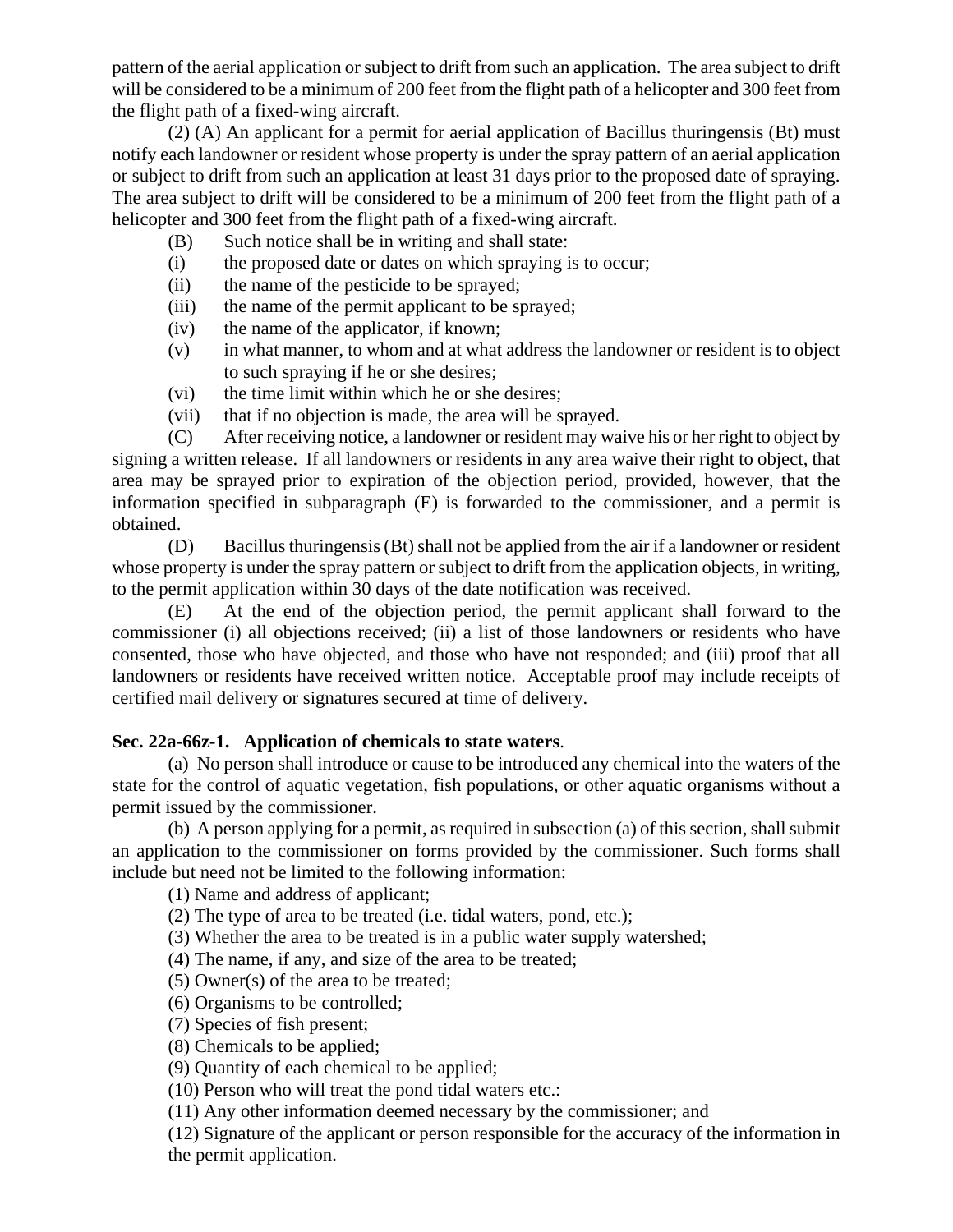pattern of the aerial application or subject to drift from such an application. The area subject to drift will be considered to be a minimum of 200 feet from the flight path of a helicopter and 300 feet from the flight path of a fixed-wing aircraft.

(2) (A) An applicant for a permit for aerial application of Bacillus thuringensis (Bt) must notify each landowner or resident whose property is under the spray pattern of an aerial application or subject to drift from such an application at least 31 days prior to the proposed date of spraying. The area subject to drift will be considered to be a minimum of 200 feet from the flight path of a helicopter and 300 feet from the flight path of a fixed-wing aircraft.

(B) Such notice shall be in writing and shall state:

(i) the proposed date or dates on which spraying is to occur;

(ii) the name of the pesticide to be sprayed;

(iii) the name of the permit applicant to be sprayed;

(iv) the name of the applicator, if known;

(v) in what manner, to whom and at what address the landowner or resident is to object to such spraying if he or she desires;

(vi) the time limit within which he or she desires;

(vii) that if no objection is made, the area will be sprayed.

(C) After receiving notice, a landowner or resident may waive his or her right to object by signing a written release. If all landowners or residents in any area waive their right to object, that area may be sprayed prior to expiration of the objection period, provided, however, that the information specified in subparagraph (E) is forwarded to the commissioner, and a permit is obtained.

(D) Bacillus thuringensis (Bt) shall not be applied from the air if a landowner or resident whose property is under the spray pattern or subject to drift from the application objects, in writing, to the permit application within 30 days of the date notification was received.

(E) At the end of the objection period, the permit applicant shall forward to the commissioner (i) all objections received; (ii) a list of those landowners or residents who have consented, those who have objected, and those who have not responded; and (iii) proof that all landowners or residents have received written notice. Acceptable proof may include receipts of certified mail delivery or signatures secured at time of delivery.

**Sec. 22a-66z-1. Application of chemicals to state waters**.

(a) No person shall introduce or cause to be introduced any chemical into the waters of the state for the control of aquatic vegetation, fish populations, or other aquatic organisms without a permit issued by the commissioner.

(b) A person applying for a permit, as required in subsection (a) of this section, shall submit an application to the commissioner on forms provided by the commissioner. Such forms shall include but need not be limited to the following information:

(1) Name and address of applicant;

(2) The type of area to be treated (i.e. tidal waters, pond, etc.);

(3) Whether the area to be treated is in a public water supply watershed;

(4) The name, if any, and size of the area to be treated;

(5) Owner(s) of the area to be treated;

(6) Organisms to be controlled;

(7) Species of fish present;

(8) Chemicals to be applied;

(9) Quantity of each chemical to be applied;

(10) Person who will treat the pond tidal waters etc.:

(11) Any other information deemed necessary by the commissioner; and

(12) Signature of the applicant or person responsible for the accuracy of the information in the permit application.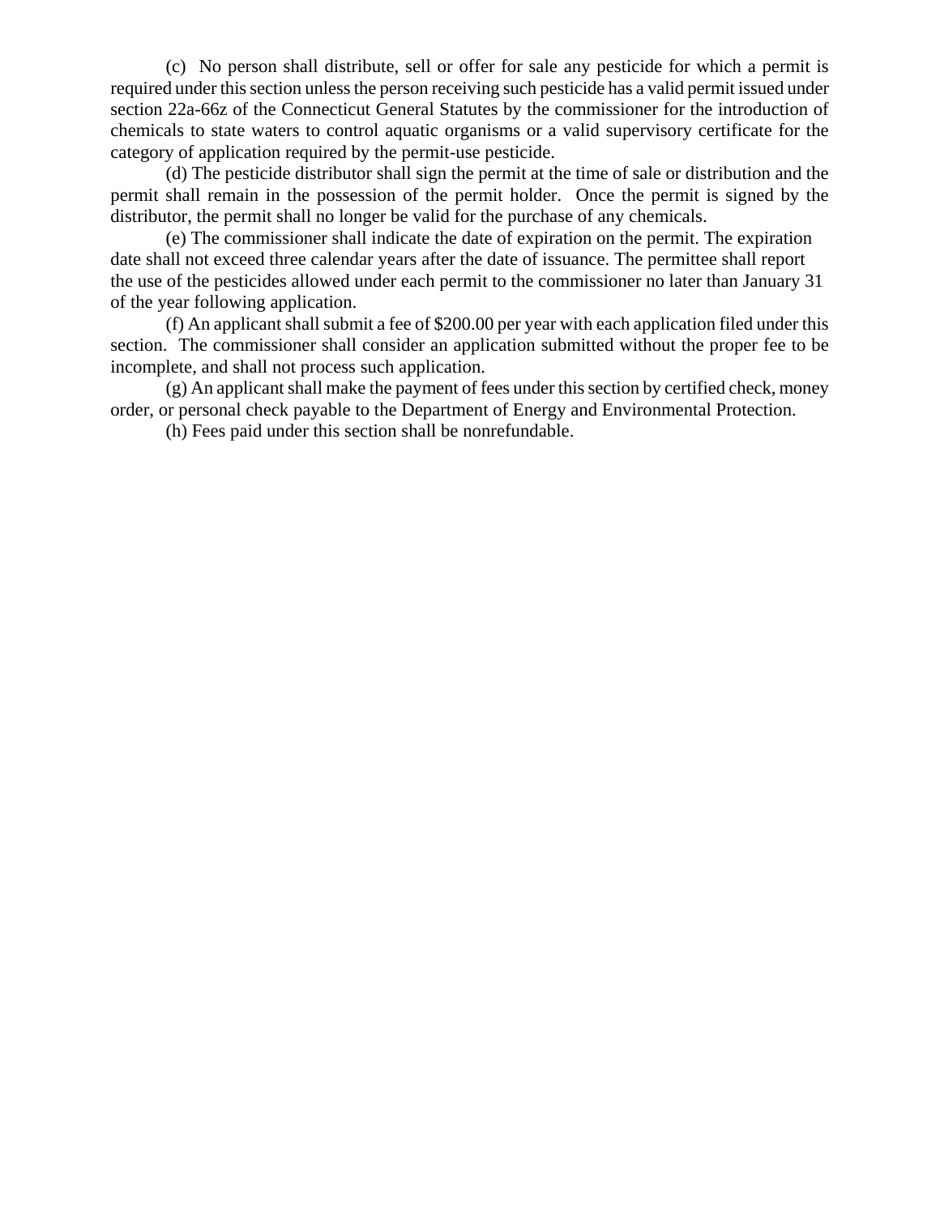(c) No person shall distribute, sell or offer for sale any pesticide for which a permit is required under this section unless the person receiving such pesticide has a valid permit issued under section 22a-66z of the Connecticut General Statutes by the commissioner for the introduction of chemicals to state waters to control aquatic organisms or a valid supervisory certificate for the category of application required by the permit-use pesticide.

(d) The pesticide distributor shall sign the permit at the time of sale or distribution and the permit shall remain in the possession of the permit holder. Once the permit is signed by the distributor, the permit shall no longer be valid for the purchase of any chemicals.

(e) The commissioner shall indicate the date of expiration on the permit. The expiration date shall not exceed three calendar years after the date of issuance. The permittee shall report the use of the pesticides allowed under each permit to the commissioner no later than January 31 of the year following application.

(f) An applicant shall submit a fee of $200.00 per year with each application filed under this section. The commissioner shall consider an application submitted without the proper fee to be incomplete, and shall not process such application.

(g) An applicant shall make the payment of fees under this section by certified check, money order, or personal check payable to the Department of Energy and Environmental Protection.

(h) Fees paid under this section shall be nonrefundable.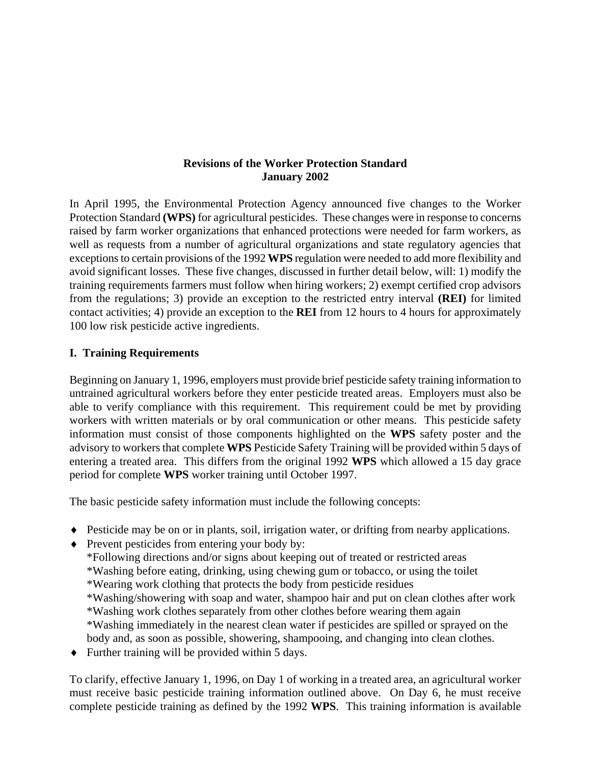**Revisions of the Worker Protection Standard**
**January 2002**

In April 1995, the Environmental Protection Agency announced five changes to the Worker Protection Standard **(WPS)** for agricultural pesticides. These changes were in response to concerns raised by farm worker organizations that enhanced protections were needed for farm workers, as well as requests from a number of agricultural organizations and state regulatory agencies that exceptions to certain provisions of the 1992 **WPS** regulation were needed to add more flexibility and avoid significant losses. These five changes, discussed in further detail below, will: 1) modify the training requirements farmers must follow when hiring workers; 2) exempt certified crop advisors from the regulations; 3) provide an exception to the restricted entry interval **(REI)** for limited contact activities; 4) provide an exception to the **REI** from 12 hours to 4 hours for approximately 100 low risk pesticide active ingredients.

## I. Training Requirements

Beginning on January 1, 1996, employers must provide brief pesticide safety training information to untrained agricultural workers before they enter pesticide treated areas. Employers must also be able to verify compliance with this requirement. This requirement could be met by providing workers with written materials or by oral communication or other means. This pesticide safety information must consist of those components highlighted on the **WPS** safety poster and the advisory to workers that complete **WPS** Pesticide Safety Training will be provided within 5 days of entering a treated area. This differs from the original 1992 **WPS** which allowed a 15 day grace period for complete **WPS** worker training until October 1997.

The basic pesticide safety information must include the following concepts:

- Pesticide may be on or in plants, soil, irrigation water, or drifting from nearby applications.
- Prevent pesticides from entering your body by:
  *Following directions and/or signs about keeping out of treated or restricted areas
  *Washing before eating, drinking, using chewing gum or tobacco, or using the toilet
  *Wearing work clothing that protects the body from pesticide residues
  *Washing/showering with soap and water, shampoo hair and put on clean clothes after work
  *Washing work clothes separately from other clothes before wearing them again
  *Washing immediately in the nearest clean water if pesticides are spilled or sprayed on the body and, as soon as possible, showering, shampooing, and changing into clean clothes.
- Further training will be provided within 5 days.

To clarify, effective January 1, 1996, on Day 1 of working in a treated area, an agricultural worker must receive basic pesticide training information outlined above. On Day 6, he must receive complete pesticide training as defined by the 1992 **WPS**. This training information is available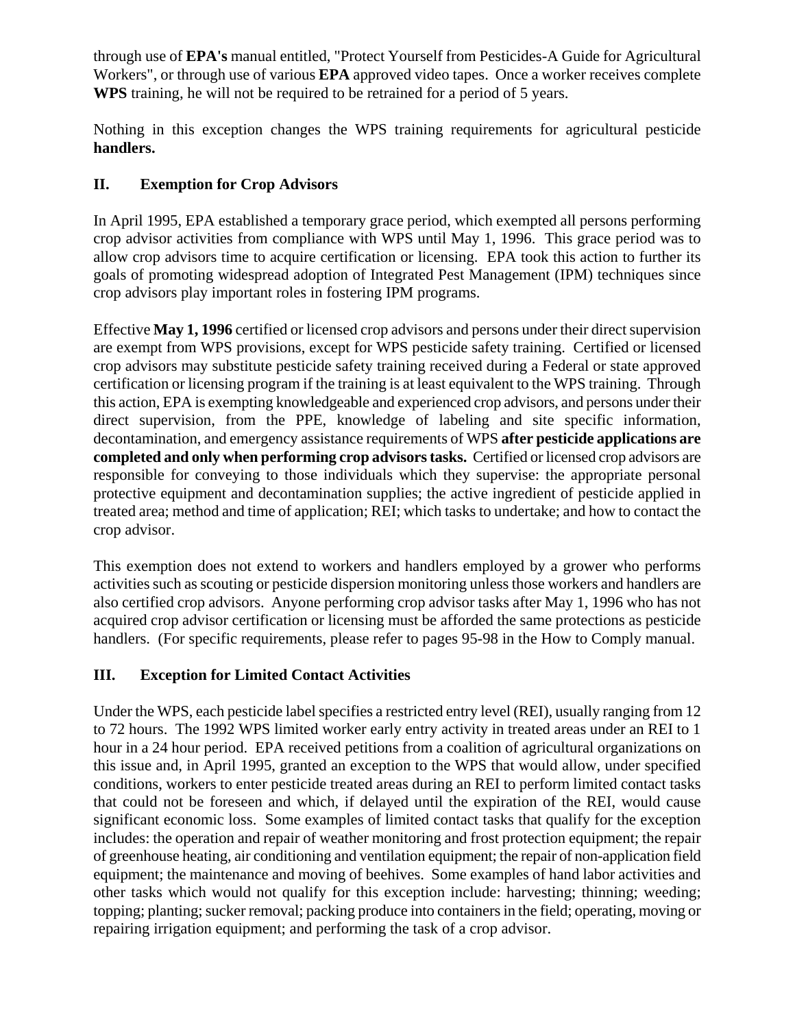through use of **EPA's** manual entitled, "Protect Yourself from Pesticides-A Guide for Agricultural Workers", or through use of various **EPA** approved video tapes. Once a worker receives complete **WPS** training, he will not be required to be retrained for a period of 5 years.

Nothing in this exception changes the WPS training requirements for agricultural pesticide **handlers.**

## II. Exemption for Crop Advisors

In April 1995, EPA established a temporary grace period, which exempted all persons performing crop advisor activities from compliance with WPS until May 1, 1996. This grace period was to allow crop advisors time to acquire certification or licensing. EPA took this action to further its goals of promoting widespread adoption of Integrated Pest Management (IPM) techniques since crop advisors play important roles in fostering IPM programs.

Effective **May 1, 1996** certified or licensed crop advisors and persons under their direct supervision are exempt from WPS provisions, except for WPS pesticide safety training. Certified or licensed crop advisors may substitute pesticide safety training received during a Federal or state approved certification or licensing program if the training is at least equivalent to the WPS training. Through this action, EPA is exempting knowledgeable and experienced crop advisors, and persons under their direct supervision, from the PPE, knowledge of labeling and site specific information, decontamination, and emergency assistance requirements of WPS **after pesticide applications are completed and only when performing crop advisors tasks.** Certified or licensed crop advisors are responsible for conveying to those individuals which they supervise: the appropriate personal protective equipment and decontamination supplies; the active ingredient of pesticide applied in treated area; method and time of application; REI; which tasks to undertake; and how to contact the crop advisor.

This exemption does not extend to workers and handlers employed by a grower who performs activities such as scouting or pesticide dispersion monitoring unless those workers and handlers are also certified crop advisors. Anyone performing crop advisor tasks after May 1, 1996 who has not acquired crop advisor certification or licensing must be afforded the same protections as pesticide handlers. (For specific requirements, please refer to pages 95-98 in the How to Comply manual.

## III. Exception for Limited Contact Activities

Under the WPS, each pesticide label specifies a restricted entry level (REI), usually ranging from 12 to 72 hours. The 1992 WPS limited worker early entry activity in treated areas under an REI to 1 hour in a 24 hour period. EPA received petitions from a coalition of agricultural organizations on this issue and, in April 1995, granted an exception to the WPS that would allow, under specified conditions, workers to enter pesticide treated areas during an REI to perform limited contact tasks that could not be foreseen and which, if delayed until the expiration of the REI, would cause significant economic loss. Some examples of limited contact tasks that qualify for the exception includes: the operation and repair of weather monitoring and frost protection equipment; the repair of greenhouse heating, air conditioning and ventilation equipment; the repair of non-application field equipment; the maintenance and moving of beehives. Some examples of hand labor activities and other tasks which would not qualify for this exception include: harvesting; thinning; weeding; topping; planting; sucker removal; packing produce into containers in the field; operating, moving or repairing irrigation equipment; and performing the task of a crop advisor.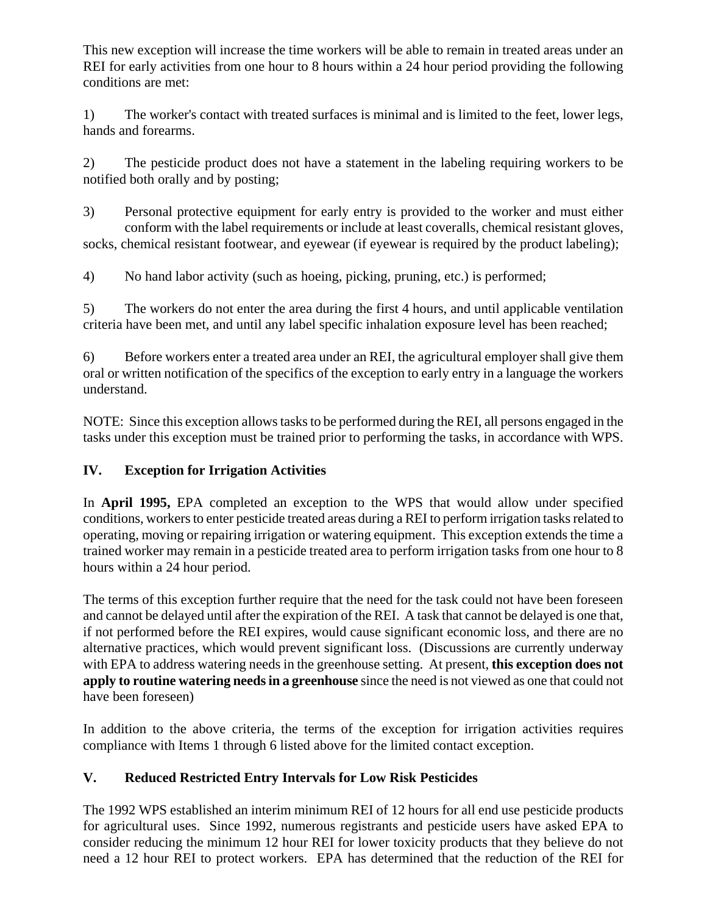This new exception will increase the time workers will be able to remain in treated areas under an REI for early activities from one hour to 8 hours within a 24 hour period providing the following conditions are met:

1) The worker's contact with treated surfaces is minimal and is limited to the feet, lower legs, hands and forearms.

2) The pesticide product does not have a statement in the labeling requiring workers to be notified both orally and by posting;

3) Personal protective equipment for early entry is provided to the worker and must either conform with the label requirements or include at least coveralls, chemical resistant gloves, socks, chemical resistant footwear, and eyewear (if eyewear is required by the product labeling);

4) No hand labor activity (such as hoeing, picking, pruning, etc.) is performed;

5) The workers do not enter the area during the first 4 hours, and until applicable ventilation criteria have been met, and until any label specific inhalation exposure level has been reached;

6) Before workers enter a treated area under an REI, the agricultural employer shall give them oral or written notification of the specifics of the exception to early entry in a language the workers understand.

NOTE: Since this exception allows tasks to be performed during the REI, all persons engaged in the tasks under this exception must be trained prior to performing the tasks, in accordance with WPS.

## IV. Exception for Irrigation Activities

In **April 1995,** EPA completed an exception to the WPS that would allow under specified conditions, workers to enter pesticide treated areas during a REI to perform irrigation tasks related to operating, moving or repairing irrigation or watering equipment. This exception extends the time a trained worker may remain in a pesticide treated area to perform irrigation tasks from one hour to 8 hours within a 24 hour period.

The terms of this exception further require that the need for the task could not have been foreseen and cannot be delayed until after the expiration of the REI. A task that cannot be delayed is one that, if not performed before the REI expires, would cause significant economic loss, and there are no alternative practices, which would prevent significant loss. (Discussions are currently underway with EPA to address watering needs in the greenhouse setting. At present, **this exception does not apply to routine watering needs in a greenhouse** since the need is not viewed as one that could not have been foreseen)

In addition to the above criteria, the terms of the exception for irrigation activities requires compliance with Items 1 through 6 listed above for the limited contact exception.

## V. Reduced Restricted Entry Intervals for Low Risk Pesticides

The 1992 WPS established an interim minimum REI of 12 hours for all end use pesticide products for agricultural uses. Since 1992, numerous registrants and pesticide users have asked EPA to consider reducing the minimum 12 hour REI for lower toxicity products that they believe do not need a 12 hour REI to protect workers. EPA has determined that the reduction of the REI for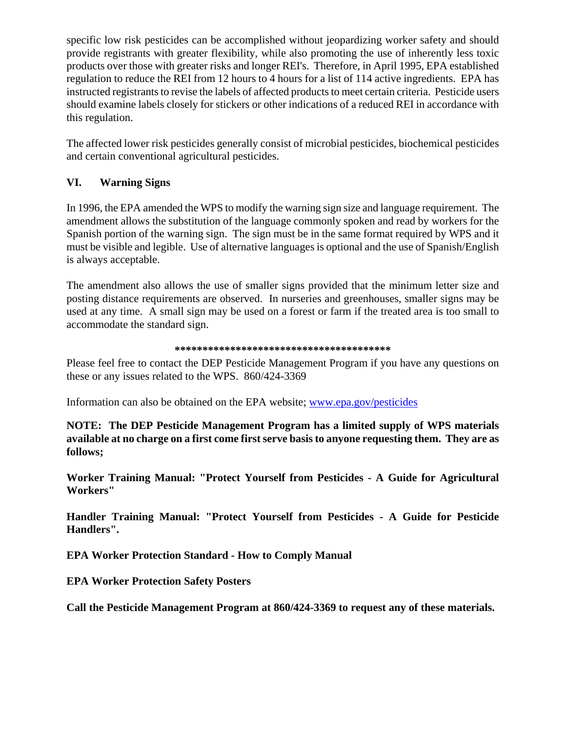specific low risk pesticides can be accomplished without jeopardizing worker safety and should provide registrants with greater flexibility, while also promoting the use of inherently less toxic products over those with greater risks and longer REI's. Therefore, in April 1995, EPA established regulation to reduce the REI from 12 hours to 4 hours for a list of 114 active ingredients. EPA has instructed registrants to revise the labels of affected products to meet certain criteria. Pesticide users should examine labels closely for stickers or other indications of a reduced REI in accordance with this regulation.

The affected lower risk pesticides generally consist of microbial pesticides, biochemical pesticides and certain conventional agricultural pesticides.

## VI. Warning Signs

In 1996, the EPA amended the WPS to modify the warning sign size and language requirement. The amendment allows the substitution of the language commonly spoken and read by workers for the Spanish portion of the warning sign. The sign must be in the same format required by WPS and it must be visible and legible. Use of alternative languages is optional and the use of Spanish/English is always acceptable.

The amendment also allows the use of smaller signs provided that the minimum letter size and posting distance requirements are observed. In nurseries and greenhouses, smaller signs may be used at any time. A small sign may be used on a forest or farm if the treated area is too small to accommodate the standard sign.

****************************************

Please feel free to contact the DEP Pesticide Management Program if you have any questions on these or any issues related to the WPS. 860/424-3369

Information can also be obtained on the EPA website; [www.epa.gov/pesticides](http://www.epa.gov/pesticides)

**NOTE: The DEP Pesticide Management Program has a limited supply of WPS materials available at no charge on a first come first serve basis to anyone requesting them. They are as follows;**

**Worker Training Manual: "Protect Yourself from Pesticides - A Guide for Agricultural Workers"**

**Handler Training Manual: "Protect Yourself from Pesticides - A Guide for Pesticide Handlers".**

**EPA Worker Protection Standard - How to Comply Manual**

**EPA Worker Protection Safety Posters**

**Call the Pesticide Management Program at 860/424-3369 to request any of these materials.**